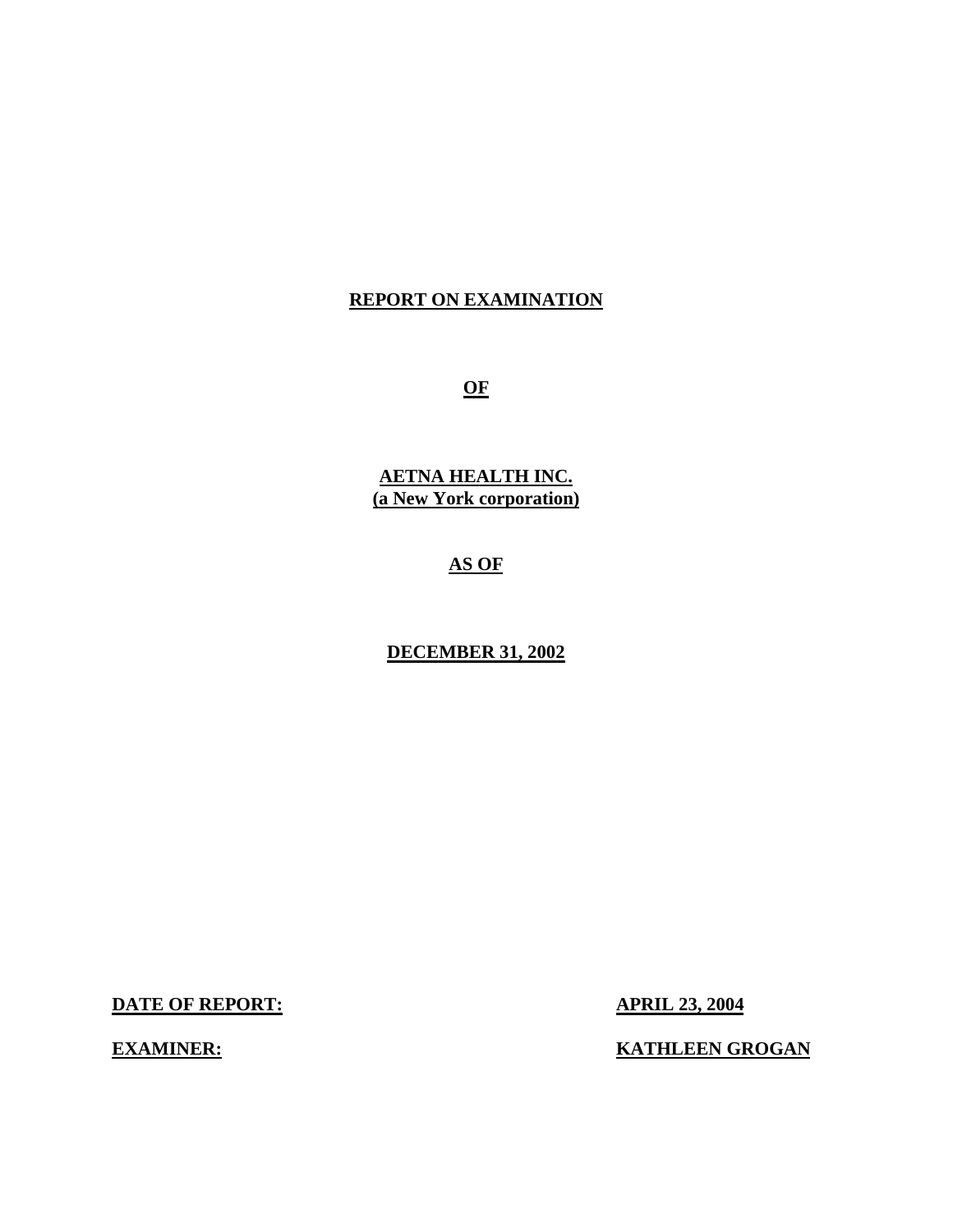# REPORT ON EXAMINATION

## OF

## AETNA HEALTH INC.
**(a New York corporation)**

## AS OF

## DECEMBER 31, 2002

**DATE OF REPORT:** **APRIL 23, 2004**

**EXAMINER:** **KATHLEEN GROGAN**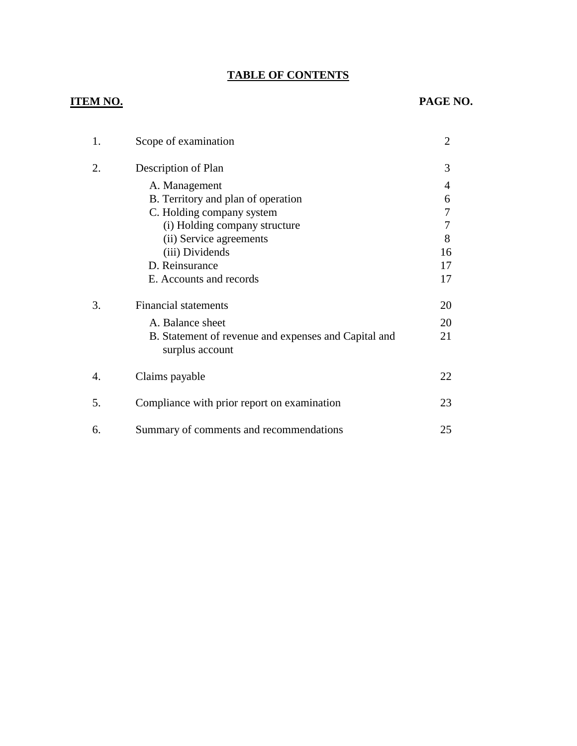# TABLE OF CONTENTS

| ITEM NO. | | PAGE NO. |
|---|---|---|
| 1. | Scope of examination | 2 |
| 2. | Description of Plan | 3 |
| | A. Management | 4 |
| | B. Territory and plan of operation | 6 |
| | C. Holding company system | 7 |
| | (i) Holding company structure | 7 |
| | (ii) Service agreements | 8 |
| | (iii) Dividends | 16 |
| | D. Reinsurance | 17 |
| | E. Accounts and records | 17 |
| 3. | Financial statements | 20 |
| | A. Balance sheet | 20 |
| | B. Statement of revenue and expenses and Capital and surplus account | 21 |
| 4. | Claims payable | 22 |
| 5. | Compliance with prior report on examination | 23 |
| 6. | Summary of comments and recommendations | 25 |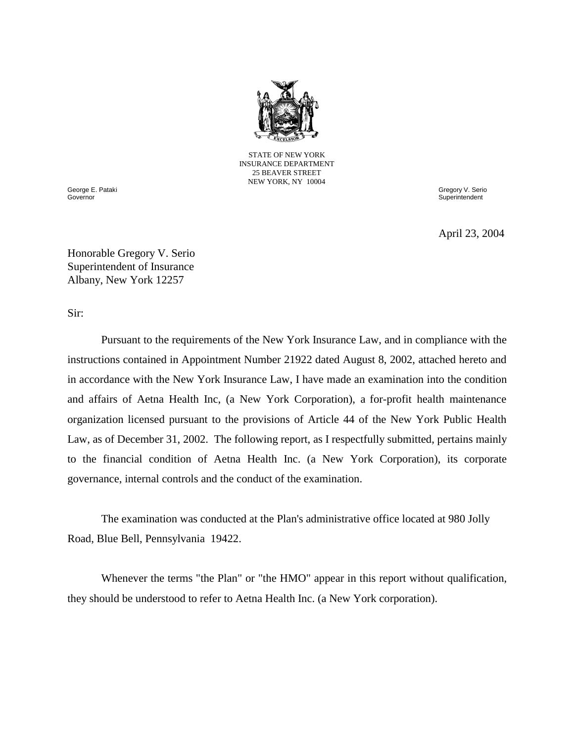STATE OF NEW YORK
INSURANCE DEPARTMENT
25 BEAVER STREET
NEW YORK, NY 10004

George E. Pataki
Governor

Gregory V. Serio
Superintendent

April 23, 2004

Honorable Gregory V. Serio
Superintendent of Insurance
Albany, New York 12257

Sir:

Pursuant to the requirements of the New York Insurance Law, and in compliance with the instructions contained in Appointment Number 21922 dated August 8, 2002, attached hereto and in accordance with the New York Insurance Law, I have made an examination into the condition and affairs of Aetna Health Inc, (a New York Corporation), a for-profit health maintenance organization licensed pursuant to the provisions of Article 44 of the New York Public Health Law, as of December 31, 2002. The following report, as I respectfully submitted, pertains mainly to the financial condition of Aetna Health Inc. (a New York Corporation), its corporate governance, internal controls and the conduct of the examination.

The examination was conducted at the Plan's administrative office located at 980 Jolly Road, Blue Bell, Pennsylvania 19422.

Whenever the terms "the Plan" or "the HMO" appear in this report without qualification, they should be understood to refer to Aetna Health Inc. (a New York corporation).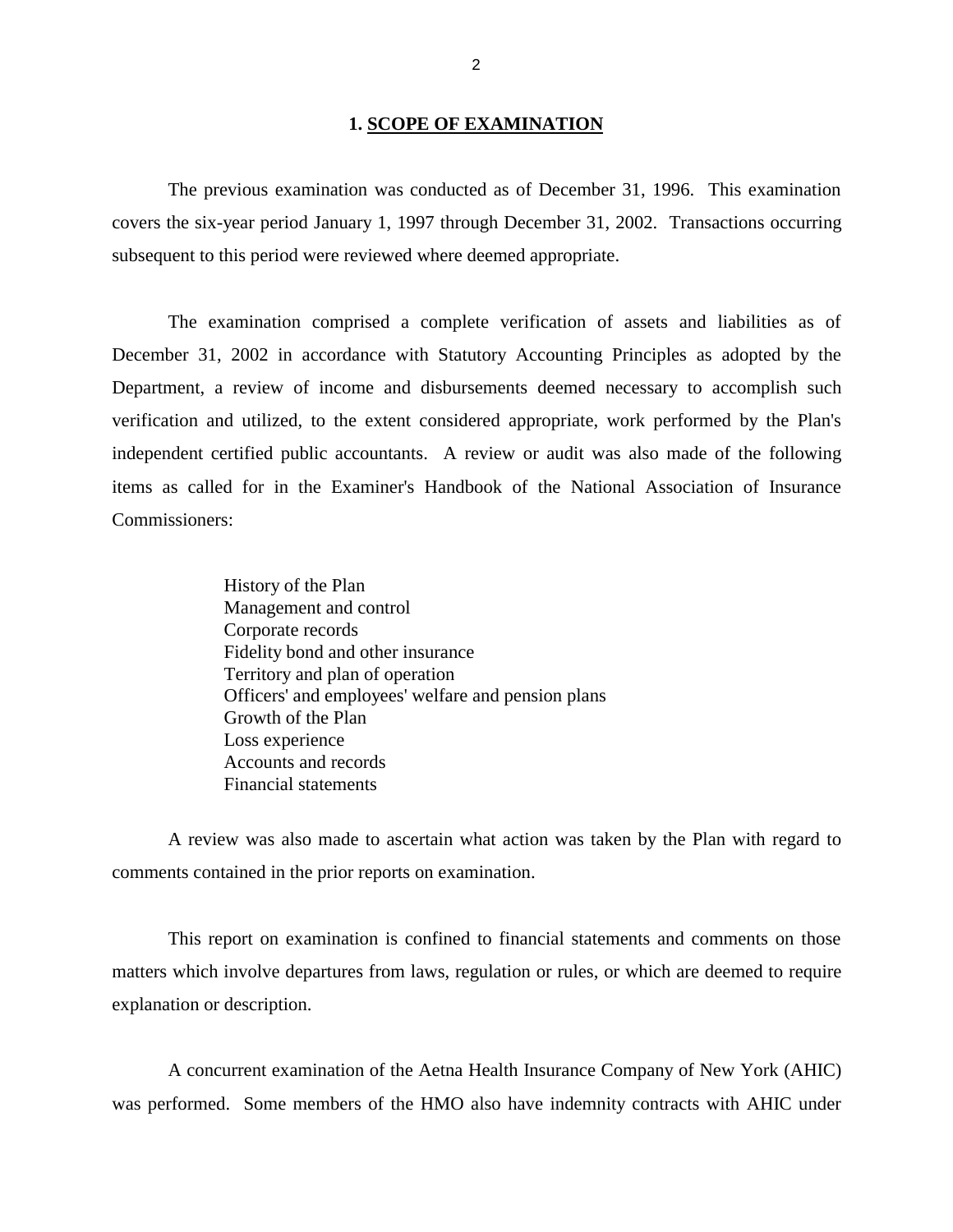## 1. SCOPE OF EXAMINATION

The previous examination was conducted as of December 31, 1996. This examination covers the six-year period January 1, 1997 through December 31, 2002. Transactions occurring subsequent to this period were reviewed where deemed appropriate.

The examination comprised a complete verification of assets and liabilities as of December 31, 2002 in accordance with Statutory Accounting Principles as adopted by the Department, a review of income and disbursements deemed necessary to accomplish such verification and utilized, to the extent considered appropriate, work performed by the Plan's independent certified public accountants. A review or audit was also made of the following items as called for in the Examiner's Handbook of the National Association of Insurance Commissioners:

History of the Plan
Management and control
Corporate records
Fidelity bond and other insurance
Territory and plan of operation
Officers' and employees' welfare and pension plans
Growth of the Plan
Loss experience
Accounts and records
Financial statements

A review was also made to ascertain what action was taken by the Plan with regard to comments contained in the prior reports on examination.

This report on examination is confined to financial statements and comments on those matters which involve departures from laws, regulation or rules, or which are deemed to require explanation or description.

A concurrent examination of the Aetna Health Insurance Company of New York (AHIC) was performed. Some members of the HMO also have indemnity contracts with AHIC under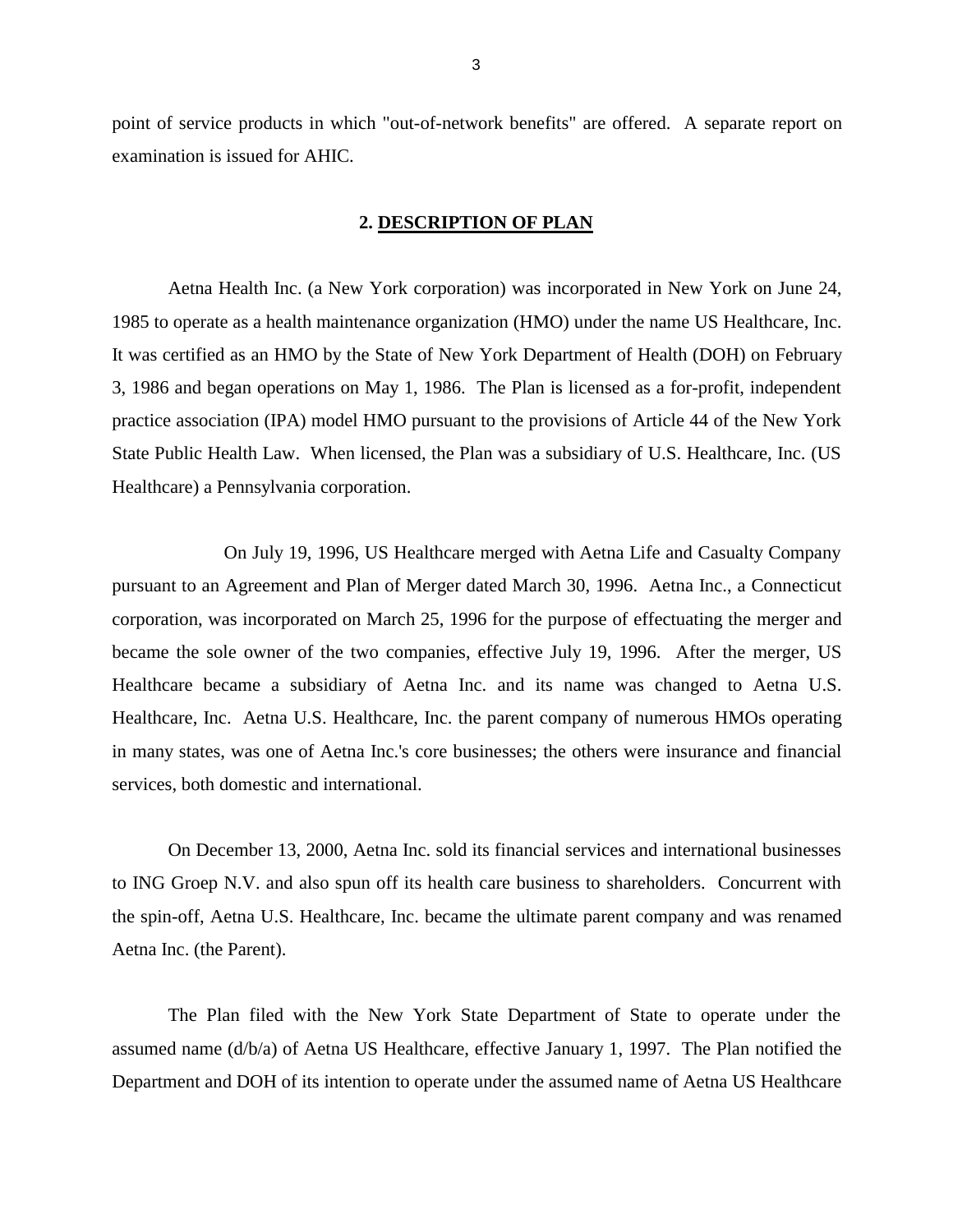point of service products in which "out-of-network benefits" are offered. A separate report on examination is issued for AHIC.

## 2. DESCRIPTION OF PLAN

Aetna Health Inc. (a New York corporation) was incorporated in New York on June 24, 1985 to operate as a health maintenance organization (HMO) under the name US Healthcare, Inc. It was certified as an HMO by the State of New York Department of Health (DOH) on February 3, 1986 and began operations on May 1, 1986. The Plan is licensed as a for-profit, independent practice association (IPA) model HMO pursuant to the provisions of Article 44 of the New York State Public Health Law. When licensed, the Plan was a subsidiary of U.S. Healthcare, Inc. (US Healthcare) a Pennsylvania corporation.

On July 19, 1996, US Healthcare merged with Aetna Life and Casualty Company pursuant to an Agreement and Plan of Merger dated March 30, 1996. Aetna Inc., a Connecticut corporation, was incorporated on March 25, 1996 for the purpose of effectuating the merger and became the sole owner of the two companies, effective July 19, 1996. After the merger, US Healthcare became a subsidiary of Aetna Inc. and its name was changed to Aetna U.S. Healthcare, Inc. Aetna U.S. Healthcare, Inc. the parent company of numerous HMOs operating in many states, was one of Aetna Inc.'s core businesses; the others were insurance and financial services, both domestic and international.

On December 13, 2000, Aetna Inc. sold its financial services and international businesses to ING Groep N.V. and also spun off its health care business to shareholders. Concurrent with the spin-off, Aetna U.S. Healthcare, Inc. became the ultimate parent company and was renamed Aetna Inc. (the Parent).

The Plan filed with the New York State Department of State to operate under the assumed name (d/b/a) of Aetna US Healthcare, effective January 1, 1997. The Plan notified the Department and DOH of its intention to operate under the assumed name of Aetna US Healthcare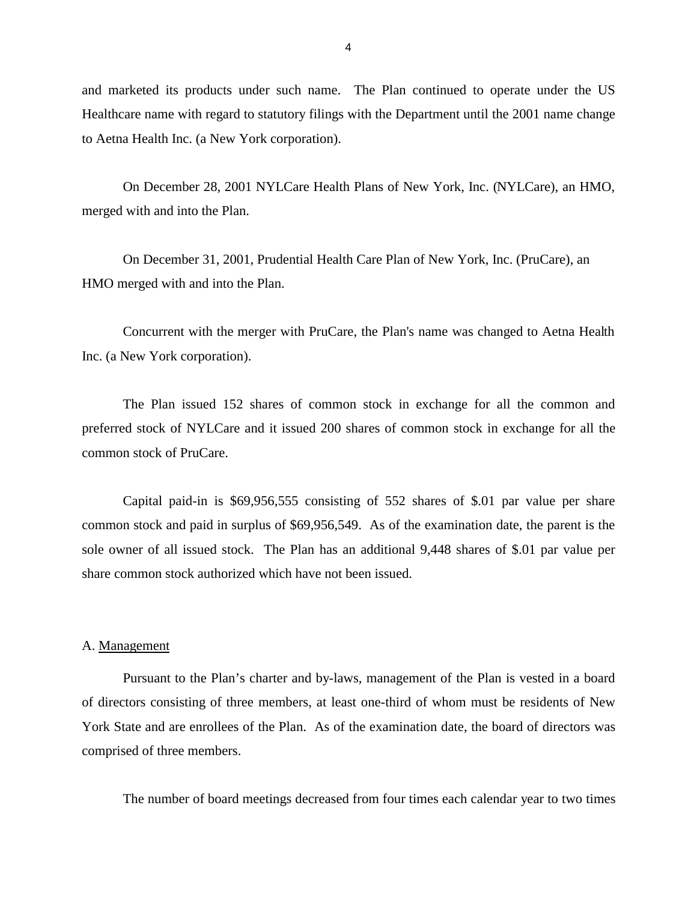and marketed its products under such name. The Plan continued to operate under the US Healthcare name with regard to statutory filings with the Department until the 2001 name change to Aetna Health Inc. (a New York corporation).

On December 28, 2001 NYLCare Health Plans of New York, Inc. (NYLCare), an HMO, merged with and into the Plan.

On December 31, 2001, Prudential Health Care Plan of New York, Inc. (PruCare), an HMO merged with and into the Plan.

Concurrent with the merger with PruCare, the Plan's name was changed to Aetna Health Inc. (a New York corporation).

The Plan issued 152 shares of common stock in exchange for all the common and preferred stock of NYLCare and it issued 200 shares of common stock in exchange for all the common stock of PruCare.

Capital paid-in is $69,956,555 consisting of 552 shares of $.01 par value per share common stock and paid in surplus of $69,956,549. As of the examination date, the parent is the sole owner of all issued stock. The Plan has an additional 9,448 shares of $.01 par value per share common stock authorized which have not been issued.

## A. Management

Pursuant to the Plan's charter and by-laws, management of the Plan is vested in a board of directors consisting of three members, at least one-third of whom must be residents of New York State and are enrollees of the Plan. As of the examination date, the board of directors was comprised of three members.

The number of board meetings decreased from four times each calendar year to two times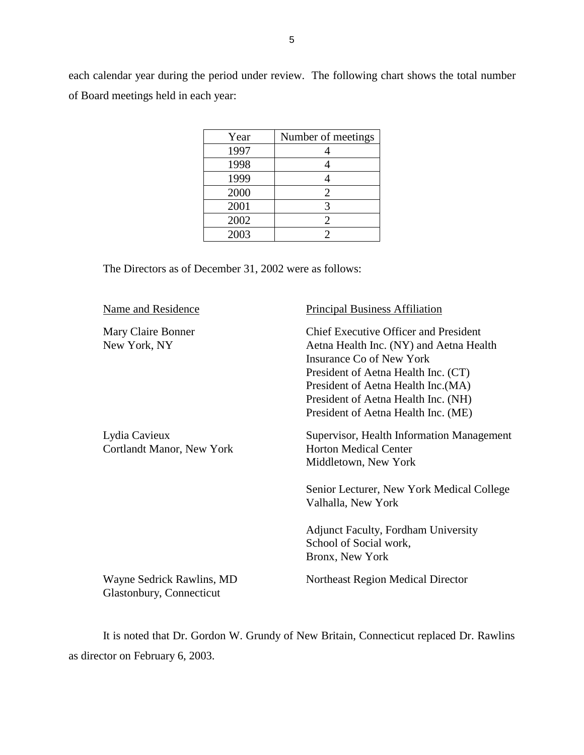each calendar year during the period under review. The following chart shows the total number of Board meetings held in each year:

| Year | Number of meetings |
|---|---|
| 1997 | 4 |
| 1998 | 4 |
| 1999 | 4 |
| 2000 | 2 |
| 2001 | 3 |
| 2002 | 2 |
| 2003 | 2 |

The Directors as of December 31, 2002 were as follows:

| Name and Residence | Principal Business Affiliation |
|---|---|
| Mary Claire Bonner<br>New York, NY | Chief Executive Officer and President<br>Aetna Health Inc. (NY) and Aetna Health Insurance Co of New York<br>President of Aetna Health Inc. (CT)<br>President of Aetna Health Inc.(MA)<br>President of Aetna Health Inc. (NH)<br>President of Aetna Health Inc. (ME) |
| Lydia Cavieux<br>Cortlandt Manor, New York | Supervisor, Health Information Management<br>Horton Medical Center<br>Middletown, New York<br><br>Senior Lecturer, New York Medical College<br>Valhalla, New York<br><br>Adjunct Faculty, Fordham University<br>School of Social work,<br>Bronx, New York |
| Wayne Sedrick Rawlins, MD<br>Glastonbury, Connecticut | Northeast Region Medical Director |

It is noted that Dr. Gordon W. Grundy of New Britain, Connecticut replaced Dr. Rawlins as director on February 6, 2003.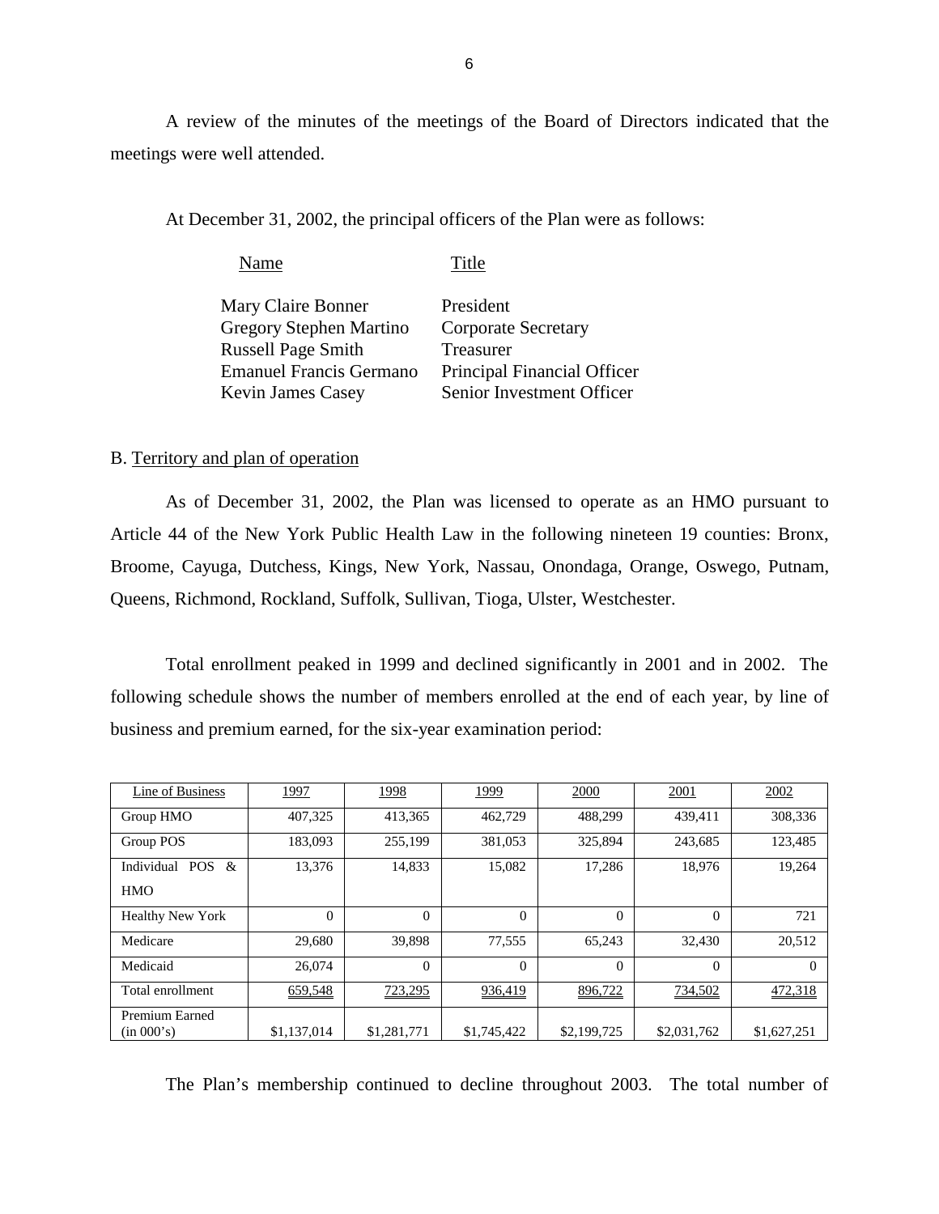A review of the minutes of the meetings of the Board of Directors indicated that the meetings were well attended.

At December 31, 2002, the principal officers of the Plan were as follows:

| Name | Title |
|---|---|
| Mary Claire Bonner | President |
| Gregory Stephen Martino | Corporate Secretary |
| Russell Page Smith | Treasurer |
| Emanuel Francis Germano | Principal Financial Officer |
| Kevin James Casey | Senior Investment Officer |

B. Territory and plan of operation

As of December 31, 2002, the Plan was licensed to operate as an HMO pursuant to Article 44 of the New York Public Health Law in the following nineteen 19 counties: Bronx, Broome, Cayuga, Dutchess, Kings, New York, Nassau, Onondaga, Orange, Oswego, Putnam, Queens, Richmond, Rockland, Suffolk, Sullivan, Tioga, Ulster, Westchester.

Total enrollment peaked in 1999 and declined significantly in 2001 and in 2002. The following schedule shows the number of members enrolled at the end of each year, by line of business and premium earned, for the six-year examination period:

| Line of Business | 1997 | 1998 | 1999 | 2000 | 2001 | 2002 |
|---|---|---|---|---|---|---|
| Group HMO | 407,325 | 413,365 | 462,729 | 488,299 | 439,411 | 308,336 |
| Group POS | 183,093 | 255,199 | 381,053 | 325,894 | 243,685 | 123,485 |
| Individual POS & HMO | 13,376 | 14,833 | 15,082 | 17,286 | 18,976 | 19,264 |
| Healthy New York | 0 | 0 | 0 | 0 | 0 | 721 |
| Medicare | 29,680 | 39,898 | 77,555 | 65,243 | 32,430 | 20,512 |
| Medicaid | 26,074 | 0 | 0 | 0 | 0 | 0 |
| Total enrollment | 659,548 | 723,295 | 936,419 | 896,722 | 734,502 | 472,318 |
| Premium Earned (in 000's) | $1,137,014 | $1,281,771 | $1,745,422 | $2,199,725 | $2,031,762 | $1,627,251 |

The Plan's membership continued to decline throughout 2003. The total number of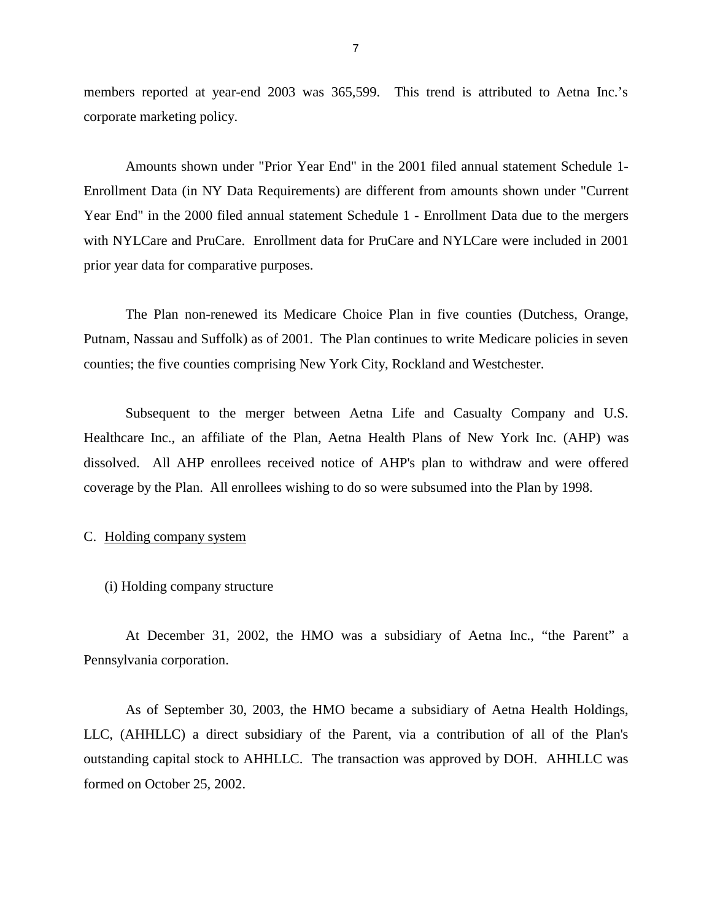members reported at year-end 2003 was 365,599. This trend is attributed to Aetna Inc.'s corporate marketing policy.

Amounts shown under "Prior Year End" in the 2001 filed annual statement Schedule 1-Enrollment Data (in NY Data Requirements) are different from amounts shown under "Current Year End" in the 2000 filed annual statement Schedule 1 - Enrollment Data due to the mergers with NYLCare and PruCare. Enrollment data for PruCare and NYLCare were included in 2001 prior year data for comparative purposes.

The Plan non-renewed its Medicare Choice Plan in five counties (Dutchess, Orange, Putnam, Nassau and Suffolk) as of 2001. The Plan continues to write Medicare policies in seven counties; the five counties comprising New York City, Rockland and Westchester.

Subsequent to the merger between Aetna Life and Casualty Company and U.S. Healthcare Inc., an affiliate of the Plan, Aetna Health Plans of New York Inc. (AHP) was dissolved. All AHP enrollees received notice of AHP's plan to withdraw and were offered coverage by the Plan. All enrollees wishing to do so were subsumed into the Plan by 1998.

C. Holding company system

(i) Holding company structure

At December 31, 2002, the HMO was a subsidiary of Aetna Inc., "the Parent" a Pennsylvania corporation.

As of September 30, 2003, the HMO became a subsidiary of Aetna Health Holdings, LLC, (AHHLLC) a direct subsidiary of the Parent, via a contribution of all of the Plan's outstanding capital stock to AHHLLC. The transaction was approved by DOH. AHHLLC was formed on October 25, 2002.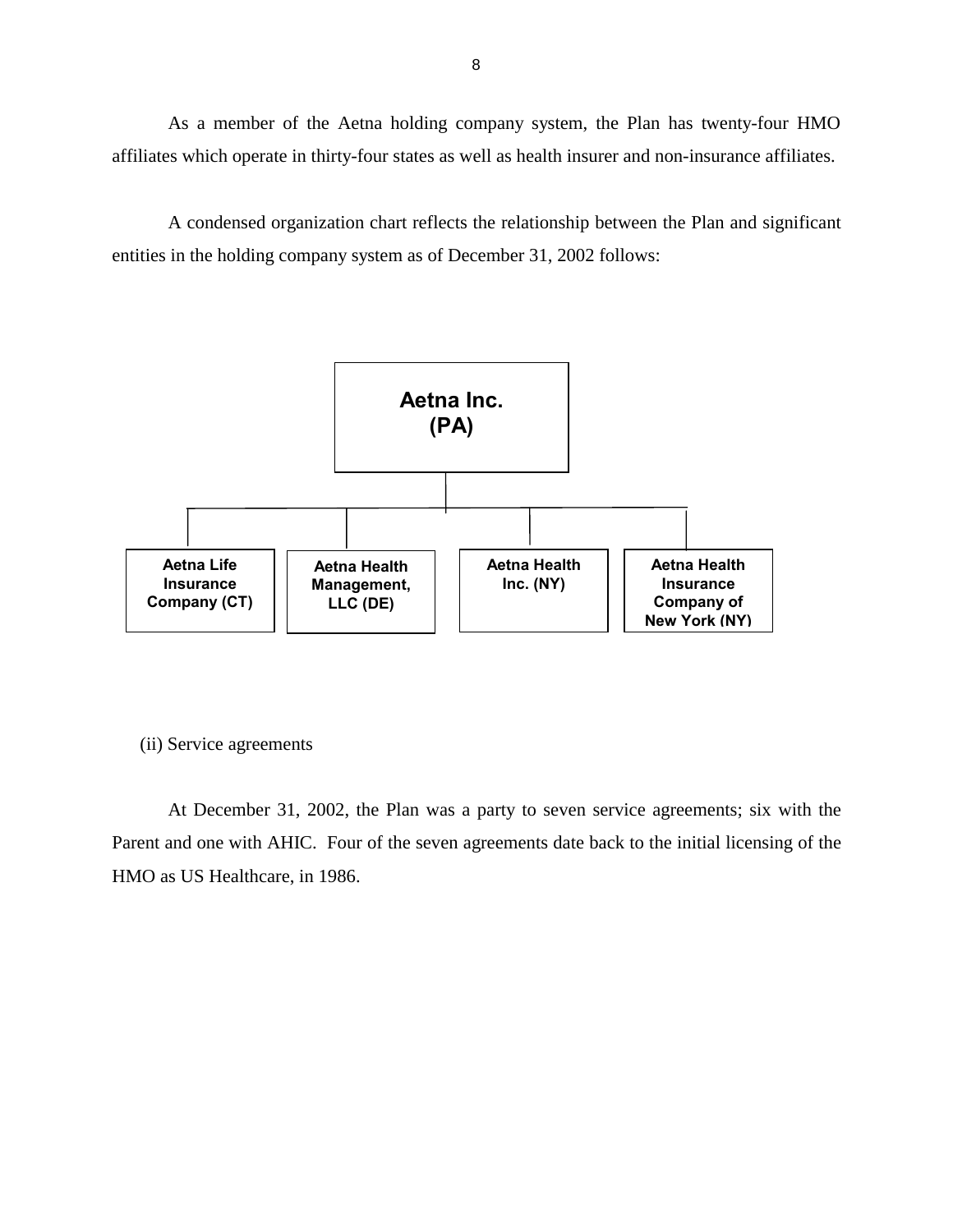As a member of the Aetna holding company system, the Plan has twenty-four HMO affiliates which operate in thirty-four states as well as health insurer and non-insurance affiliates.

A condensed organization chart reflects the relationship between the Plan and significant entities in the holding company system as of December 31, 2002 follows:

**Aetna Inc. (PA)**

- **Aetna Life Insurance Company (CT)**
- **Aetna Health Management, LLC (DE)**
- **Aetna Health Inc. (NY)**
- **Aetna Health Insurance Company of New York (NY)**

(ii) Service agreements

At December 31, 2002, the Plan was a party to seven service agreements; six with the Parent and one with AHIC. Four of the seven agreements date back to the initial licensing of the HMO as US Healthcare, in 1986.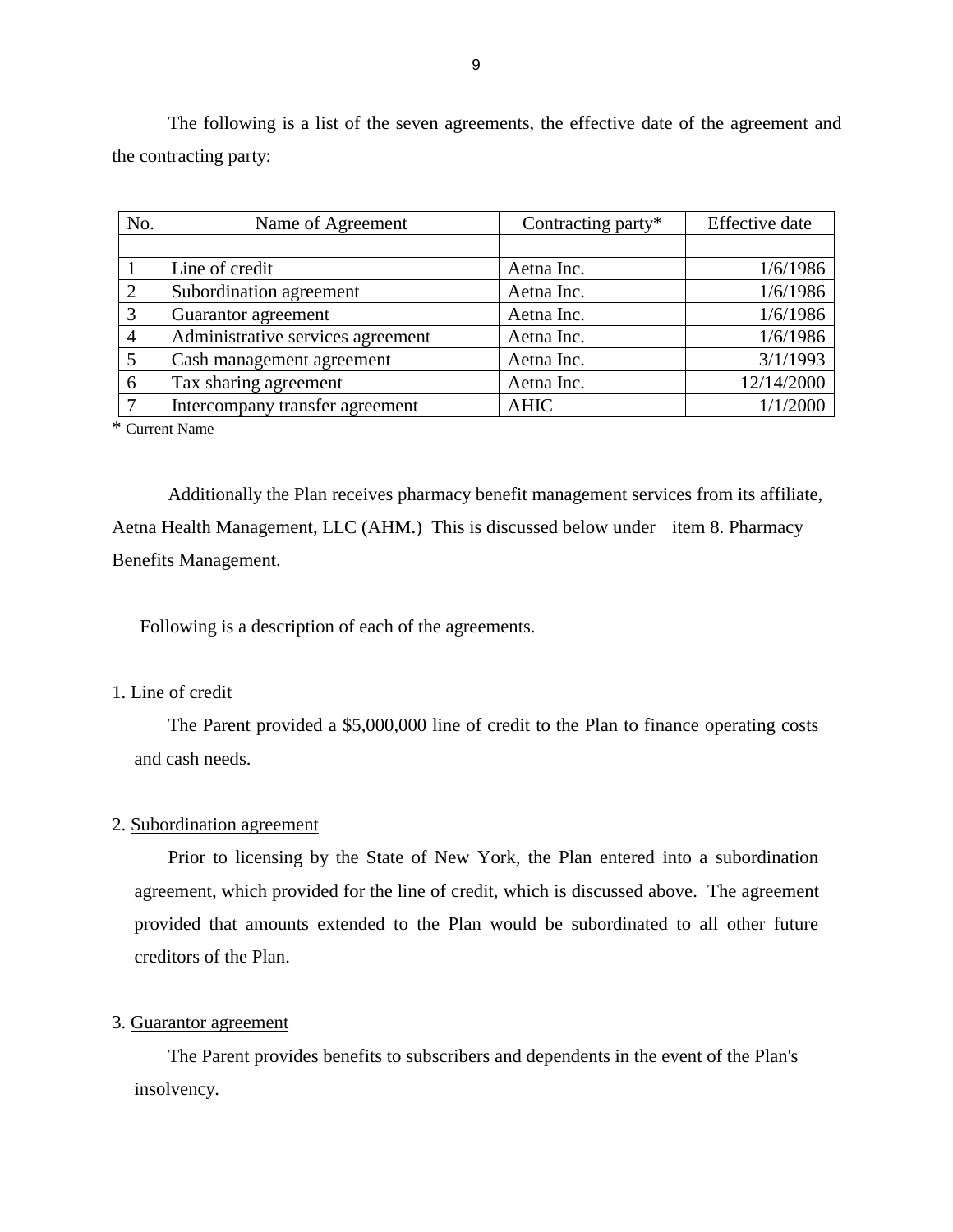The following is a list of the seven agreements, the effective date of the agreement and the contracting party:

| No. | Name of Agreement | Contracting party* | Effective date |
|---|---|---|---|
| | | | |
| 1 | Line of credit | Aetna Inc. | 1/6/1986 |
| 2 | Subordination agreement | Aetna Inc. | 1/6/1986 |
| 3 | Guarantor agreement | Aetna Inc. | 1/6/1986 |
| 4 | Administrative services agreement | Aetna Inc. | 1/6/1986 |
| 5 | Cash management agreement | Aetna Inc. | 3/1/1993 |
| 6 | Tax sharing agreement | Aetna Inc. | 12/14/2000 |
| 7 | Intercompany transfer agreement | AHIC | 1/1/2000 |

* Current Name

Additionally the Plan receives pharmacy benefit management services from its affiliate, Aetna Health Management, LLC (AHM.) This is discussed below under item 8. Pharmacy Benefits Management.

Following is a description of each of the agreements.

1. Line of credit

The Parent provided a $5,000,000 line of credit to the Plan to finance operating costs and cash needs.

2. Subordination agreement

Prior to licensing by the State of New York, the Plan entered into a subordination agreement, which provided for the line of credit, which is discussed above. The agreement provided that amounts extended to the Plan would be subordinated to all other future creditors of the Plan.

3. Guarantor agreement

The Parent provides benefits to subscribers and dependents in the event of the Plan's insolvency.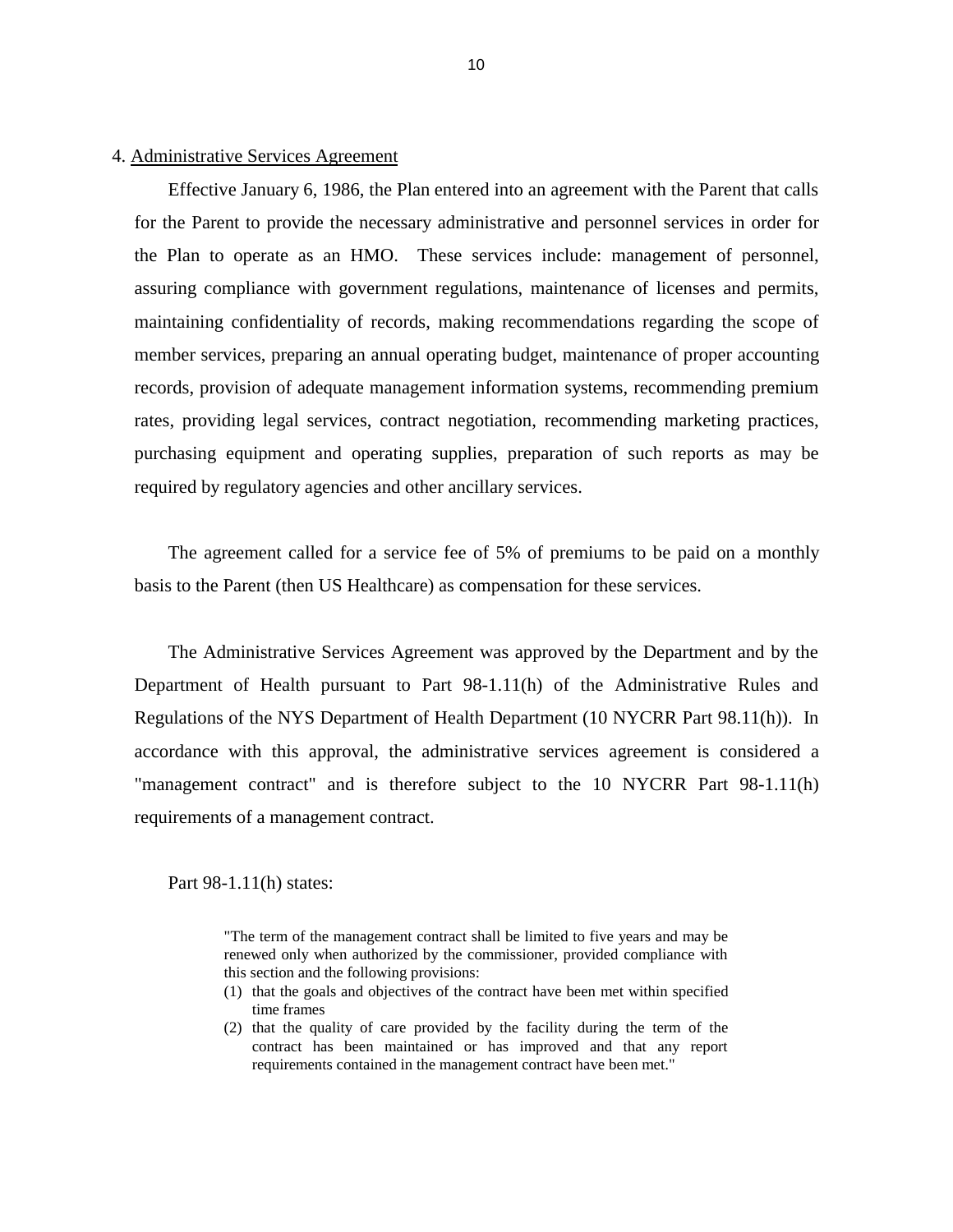4. Administrative Services Agreement

Effective January 6, 1986, the Plan entered into an agreement with the Parent that calls for the Parent to provide the necessary administrative and personnel services in order for the Plan to operate as an HMO. These services include: management of personnel, assuring compliance with government regulations, maintenance of licenses and permits, maintaining confidentiality of records, making recommendations regarding the scope of member services, preparing an annual operating budget, maintenance of proper accounting records, provision of adequate management information systems, recommending premium rates, providing legal services, contract negotiation, recommending marketing practices, purchasing equipment and operating supplies, preparation of such reports as may be required by regulatory agencies and other ancillary services.

The agreement called for a service fee of 5% of premiums to be paid on a monthly basis to the Parent (then US Healthcare) as compensation for these services.

The Administrative Services Agreement was approved by the Department and by the Department of Health pursuant to Part 98-1.11(h) of the Administrative Rules and Regulations of the NYS Department of Health Department (10 NYCRR Part 98.11(h)). In accordance with this approval, the administrative services agreement is considered a "management contract" and is therefore subject to the 10 NYCRR Part 98-1.11(h) requirements of a management contract.

Part 98-1.11(h) states:

> "The term of the management contract shall be limited to five years and may be renewed only when authorized by the commissioner, provided compliance with this section and the following provisions:
>
> (1) that the goals and objectives of the contract have been met within specified time frames
>
> (2) that the quality of care provided by the facility during the term of the contract has been maintained or has improved and that any report requirements contained in the management contract have been met."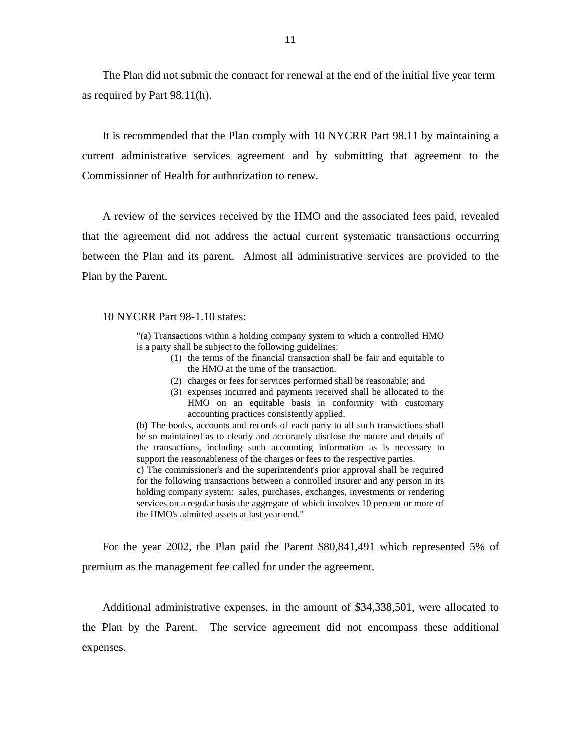The Plan did not submit the contract for renewal at the end of the initial five year term as required by Part 98.11(h).

It is recommended that the Plan comply with 10 NYCRR Part 98.11 by maintaining a current administrative services agreement and by submitting that agreement to the Commissioner of Health for authorization to renew.

A review of the services received by the HMO and the associated fees paid, revealed that the agreement did not address the actual current systematic transactions occurring between the Plan and its parent. Almost all administrative services are provided to the Plan by the Parent.

10 NYCRR Part 98-1.10 states:

> "(a) Transactions within a holding company system to which a controlled HMO is a party shall be subject to the following guidelines:
>
> (1) the terms of the financial transaction shall be fair and equitable to the HMO at the time of the transaction.
>
> (2) charges or fees for services performed shall be reasonable; and
>
> (3) expenses incurred and payments received shall be allocated to the HMO on an equitable basis in conformity with customary accounting practices consistently applied.
>
> (b) The books, accounts and records of each party to all such transactions shall be so maintained as to clearly and accurately disclose the nature and details of the transactions, including such accounting information as is necessary to support the reasonableness of the charges or fees to the respective parties.
>
> c) The commissioner's and the superintendent's prior approval shall be required for the following transactions between a controlled insurer and any person in its holding company system: sales, purchases, exchanges, investments or rendering services on a regular basis the aggregate of which involves 10 percent or more of the HMO's admitted assets at last year-end."

For the year 2002, the Plan paid the Parent $80,841,491 which represented 5% of premium as the management fee called for under the agreement.

Additional administrative expenses, in the amount of $34,338,501, were allocated to the Plan by the Parent. The service agreement did not encompass these additional expenses.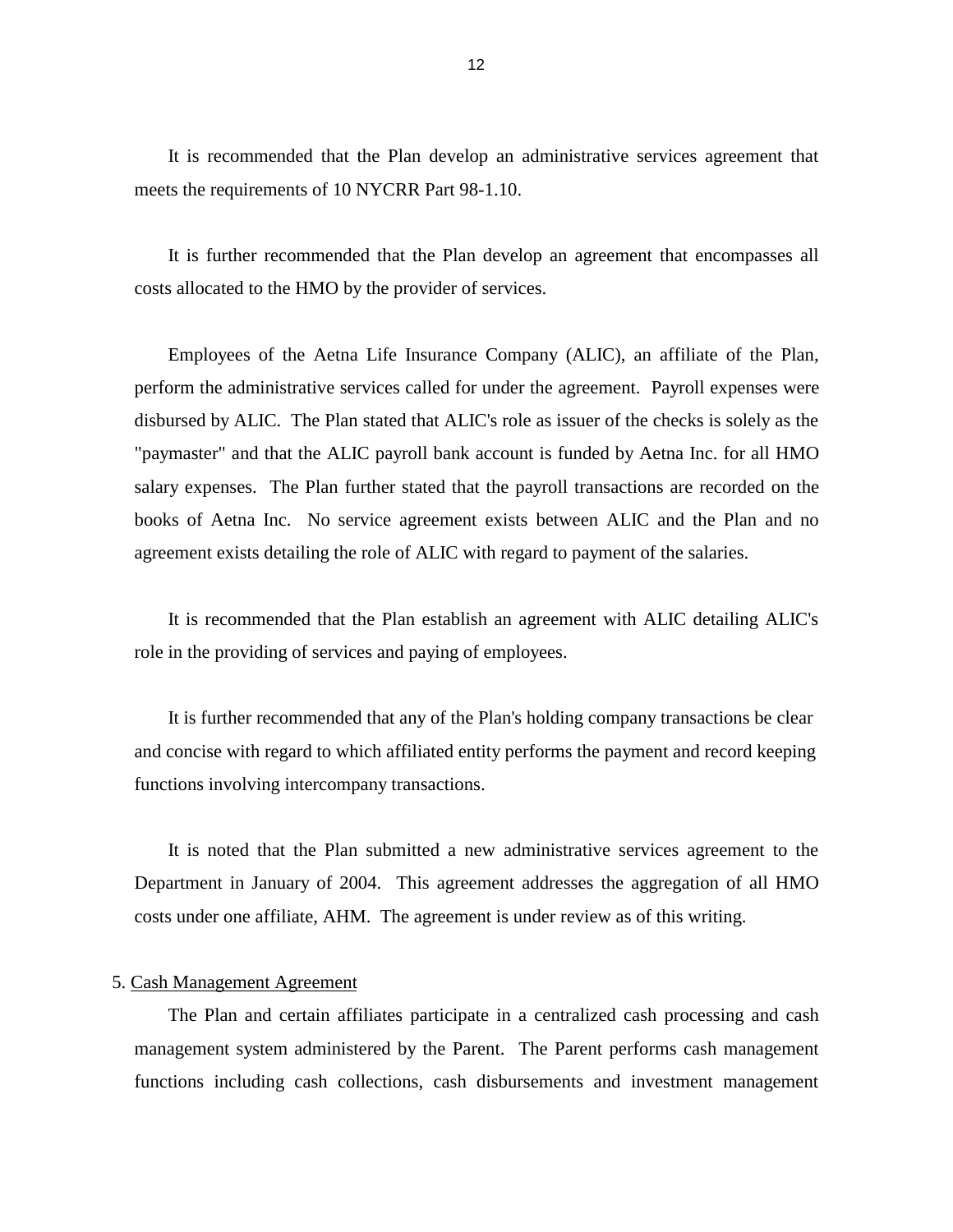It is recommended that the Plan develop an administrative services agreement that meets the requirements of 10 NYCRR Part 98-1.10.

It is further recommended that the Plan develop an agreement that encompasses all costs allocated to the HMO by the provider of services.

Employees of the Aetna Life Insurance Company (ALIC), an affiliate of the Plan, perform the administrative services called for under the agreement. Payroll expenses were disbursed by ALIC. The Plan stated that ALIC's role as issuer of the checks is solely as the "paymaster" and that the ALIC payroll bank account is funded by Aetna Inc. for all HMO salary expenses. The Plan further stated that the payroll transactions are recorded on the books of Aetna Inc. No service agreement exists between ALIC and the Plan and no agreement exists detailing the role of ALIC with regard to payment of the salaries.

It is recommended that the Plan establish an agreement with ALIC detailing ALIC's role in the providing of services and paying of employees.

It is further recommended that any of the Plan's holding company transactions be clear and concise with regard to which affiliated entity performs the payment and record keeping functions involving intercompany transactions.

It is noted that the Plan submitted a new administrative services agreement to the Department in January of 2004. This agreement addresses the aggregation of all HMO costs under one affiliate, AHM. The agreement is under review as of this writing.

5. Cash Management Agreement

The Plan and certain affiliates participate in a centralized cash processing and cash management system administered by the Parent. The Parent performs cash management functions including cash collections, cash disbursements and investment management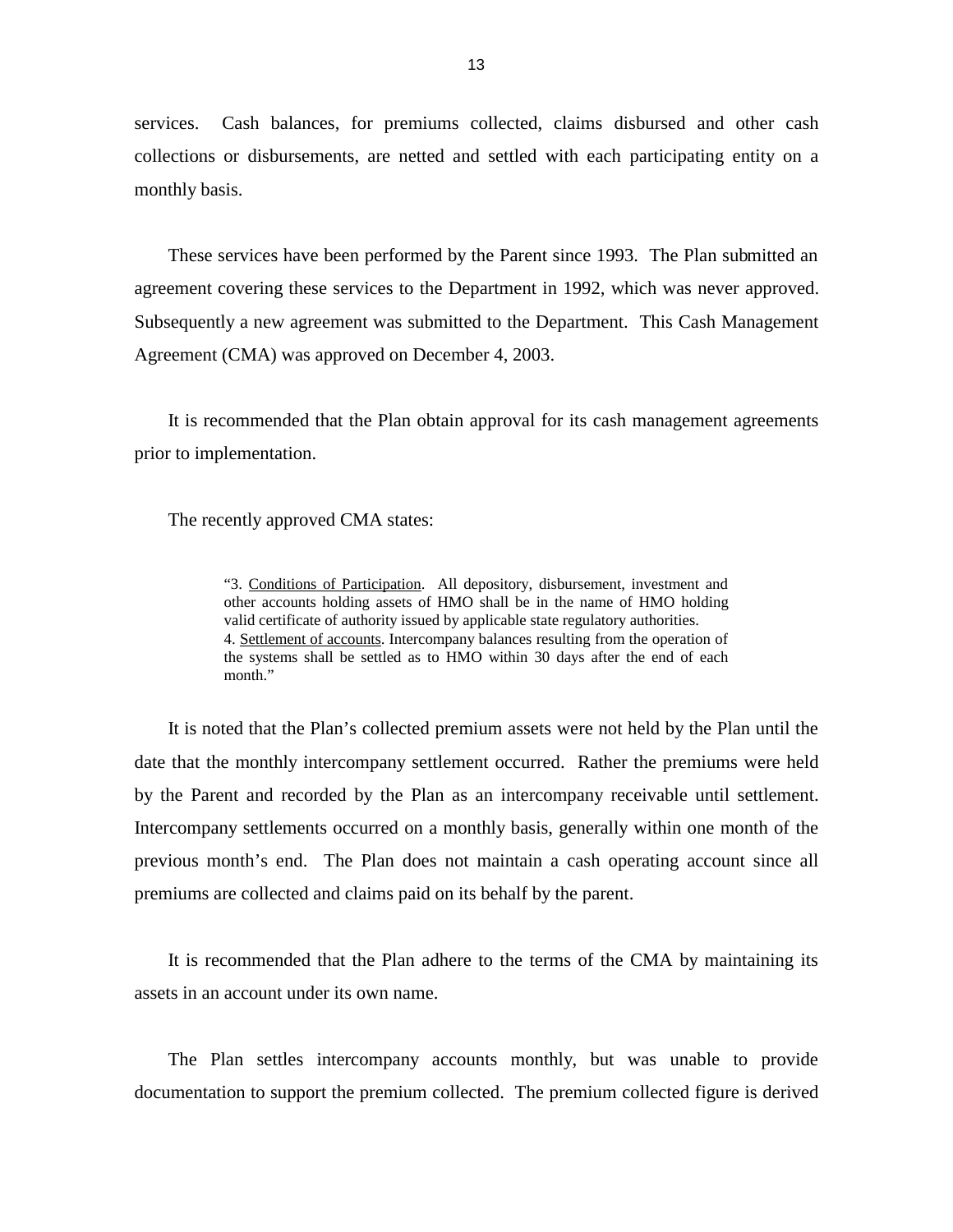services. Cash balances, for premiums collected, claims disbursed and other cash collections or disbursements, are netted and settled with each participating entity on a monthly basis.

These services have been performed by the Parent since 1993. The Plan submitted an agreement covering these services to the Department in 1992, which was never approved. Subsequently a new agreement was submitted to the Department. This Cash Management Agreement (CMA) was approved on December 4, 2003.

It is recommended that the Plan obtain approval for its cash management agreements prior to implementation.

The recently approved CMA states:

> "3. Conditions of Participation. All depository, disbursement, investment and other accounts holding assets of HMO shall be in the name of HMO holding valid certificate of authority issued by applicable state regulatory authorities.
> 4. Settlement of accounts. Intercompany balances resulting from the operation of the systems shall be settled as to HMO within 30 days after the end of each month."

It is noted that the Plan's collected premium assets were not held by the Plan until the date that the monthly intercompany settlement occurred. Rather the premiums were held by the Parent and recorded by the Plan as an intercompany receivable until settlement. Intercompany settlements occurred on a monthly basis, generally within one month of the previous month's end. The Plan does not maintain a cash operating account since all premiums are collected and claims paid on its behalf by the parent.

It is recommended that the Plan adhere to the terms of the CMA by maintaining its assets in an account under its own name.

The Plan settles intercompany accounts monthly, but was unable to provide documentation to support the premium collected. The premium collected figure is derived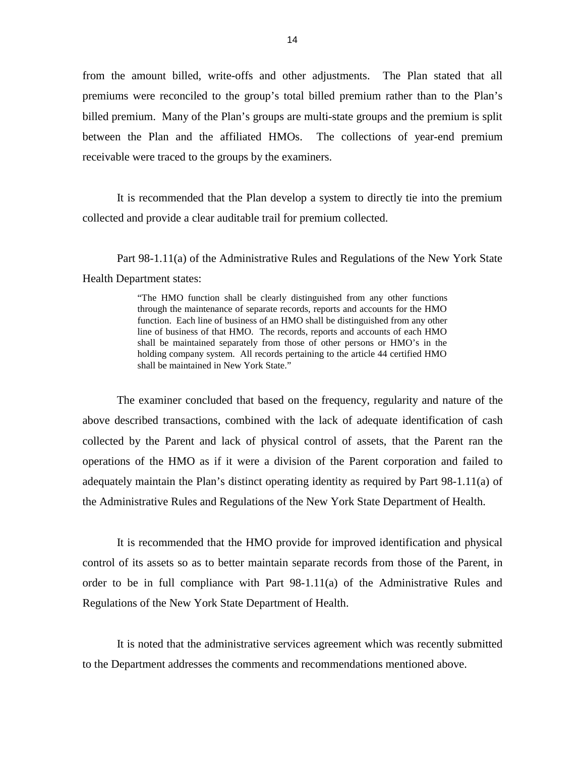from the amount billed, write-offs and other adjustments. The Plan stated that all premiums were reconciled to the group's total billed premium rather than to the Plan's billed premium. Many of the Plan's groups are multi-state groups and the premium is split between the Plan and the affiliated HMOs. The collections of year-end premium receivable were traced to the groups by the examiners.

It is recommended that the Plan develop a system to directly tie into the premium collected and provide a clear auditable trail for premium collected.

Part 98-1.11(a) of the Administrative Rules and Regulations of the New York State Health Department states:

> "The HMO function shall be clearly distinguished from any other functions through the maintenance of separate records, reports and accounts for the HMO function. Each line of business of an HMO shall be distinguished from any other line of business of that HMO. The records, reports and accounts of each HMO shall be maintained separately from those of other persons or HMO's in the holding company system. All records pertaining to the article 44 certified HMO shall be maintained in New York State."

The examiner concluded that based on the frequency, regularity and nature of the above described transactions, combined with the lack of adequate identification of cash collected by the Parent and lack of physical control of assets, that the Parent ran the operations of the HMO as if it were a division of the Parent corporation and failed to adequately maintain the Plan's distinct operating identity as required by Part 98-1.11(a) of the Administrative Rules and Regulations of the New York State Department of Health.

It is recommended that the HMO provide for improved identification and physical control of its assets so as to better maintain separate records from those of the Parent, in order to be in full compliance with Part 98-1.11(a) of the Administrative Rules and Regulations of the New York State Department of Health.

It is noted that the administrative services agreement which was recently submitted to the Department addresses the comments and recommendations mentioned above.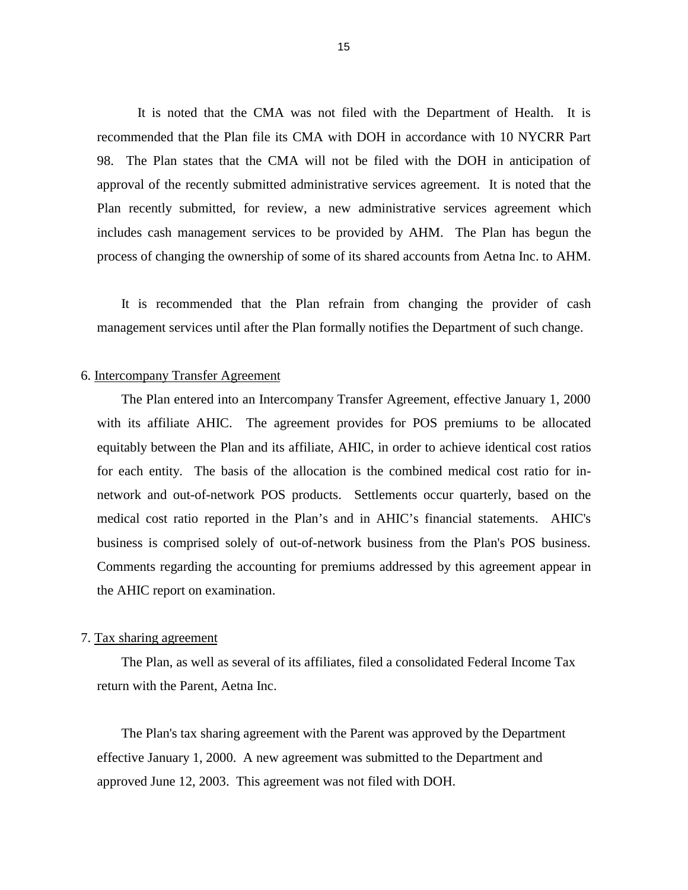It is noted that the CMA was not filed with the Department of Health. It is recommended that the Plan file its CMA with DOH in accordance with 10 NYCRR Part 98. The Plan states that the CMA will not be filed with the DOH in anticipation of approval of the recently submitted administrative services agreement. It is noted that the Plan recently submitted, for review, a new administrative services agreement which includes cash management services to be provided by AHM. The Plan has begun the process of changing the ownership of some of its shared accounts from Aetna Inc. to AHM.

It is recommended that the Plan refrain from changing the provider of cash management services until after the Plan formally notifies the Department of such change.

6. Intercompany Transfer Agreement

The Plan entered into an Intercompany Transfer Agreement, effective January 1, 2000 with its affiliate AHIC. The agreement provides for POS premiums to be allocated equitably between the Plan and its affiliate, AHIC, in order to achieve identical cost ratios for each entity. The basis of the allocation is the combined medical cost ratio for in-network and out-of-network POS products. Settlements occur quarterly, based on the medical cost ratio reported in the Plan's and in AHIC's financial statements. AHIC's business is comprised solely of out-of-network business from the Plan's POS business. Comments regarding the accounting for premiums addressed by this agreement appear in the AHIC report on examination.

7. Tax sharing agreement

The Plan, as well as several of its affiliates, filed a consolidated Federal Income Tax return with the Parent, Aetna Inc.

The Plan's tax sharing agreement with the Parent was approved by the Department effective January 1, 2000. A new agreement was submitted to the Department and approved June 12, 2003. This agreement was not filed with DOH.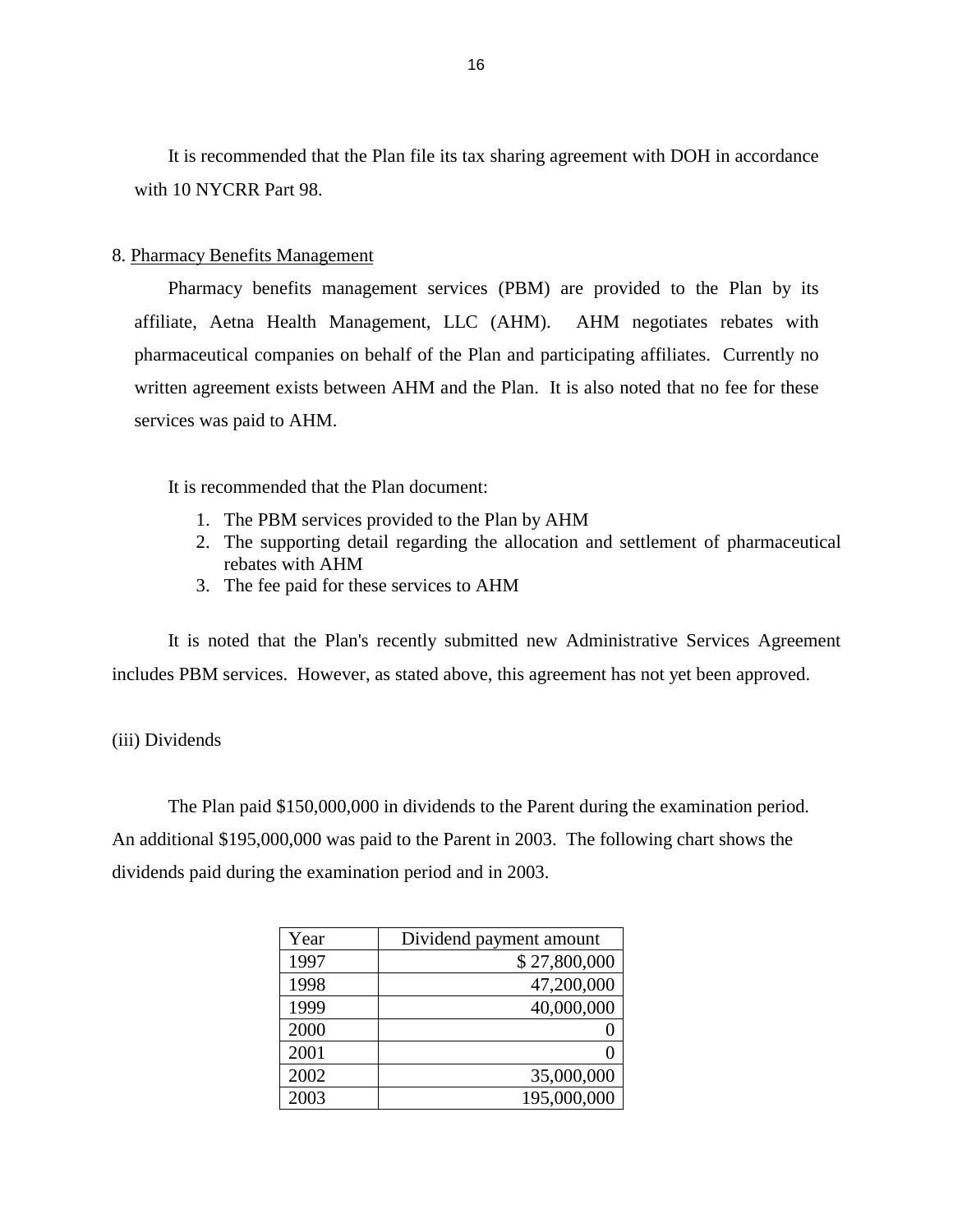It is recommended that the Plan file its tax sharing agreement with DOH in accordance with 10 NYCRR Part 98.

8. Pharmacy Benefits Management

Pharmacy benefits management services (PBM) are provided to the Plan by its affiliate, Aetna Health Management, LLC (AHM). AHM negotiates rebates with pharmaceutical companies on behalf of the Plan and participating affiliates. Currently no written agreement exists between AHM and the Plan. It is also noted that no fee for these services was paid to AHM.

It is recommended that the Plan document:

1. The PBM services provided to the Plan by AHM
2. The supporting detail regarding the allocation and settlement of pharmaceutical rebates with AHM
3. The fee paid for these services to AHM

It is noted that the Plan's recently submitted new Administrative Services Agreement includes PBM services. However, as stated above, this agreement has not yet been approved.

(iii) Dividends

The Plan paid $150,000,000 in dividends to the Parent during the examination period. An additional $195,000,000 was paid to the Parent in 2003. The following chart shows the dividends paid during the examination period and in 2003.

| Year | Dividend payment amount |
|---|---:|
| 1997 | $ 27,800,000 |
| 1998 | 47,200,000 |
| 1999 | 40,000,000 |
| 2000 | 0 |
| 2001 | 0 |
| 2002 | 35,000,000 |
| 2003 | 195,000,000 |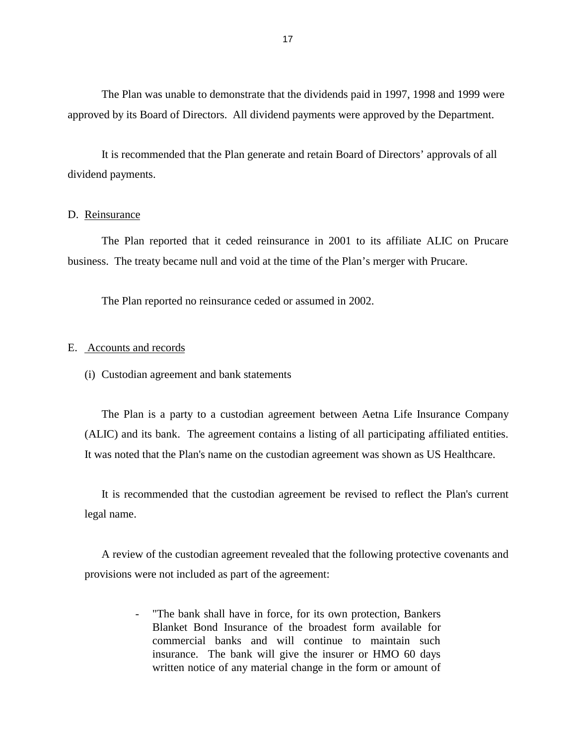The Plan was unable to demonstrate that the dividends paid in 1997, 1998 and 1999 were approved by its Board of Directors. All dividend payments were approved by the Department.

It is recommended that the Plan generate and retain Board of Directors' approvals of all dividend payments.

D. Reinsurance

The Plan reported that it ceded reinsurance in 2001 to its affiliate ALIC on Prucare business. The treaty became null and void at the time of the Plan's merger with Prucare.

The Plan reported no reinsurance ceded or assumed in 2002.

E. Accounts and records

(i) Custodian agreement and bank statements

The Plan is a party to a custodian agreement between Aetna Life Insurance Company (ALIC) and its bank. The agreement contains a listing of all participating affiliated entities. It was noted that the Plan's name on the custodian agreement was shown as US Healthcare.

It is recommended that the custodian agreement be revised to reflect the Plan's current legal name.

A review of the custodian agreement revealed that the following protective covenants and provisions were not included as part of the agreement:

- "The bank shall have in force, for its own protection, Bankers Blanket Bond Insurance of the broadest form available for commercial banks and will continue to maintain such insurance. The bank will give the insurer or HMO 60 days written notice of any material change in the form or amount of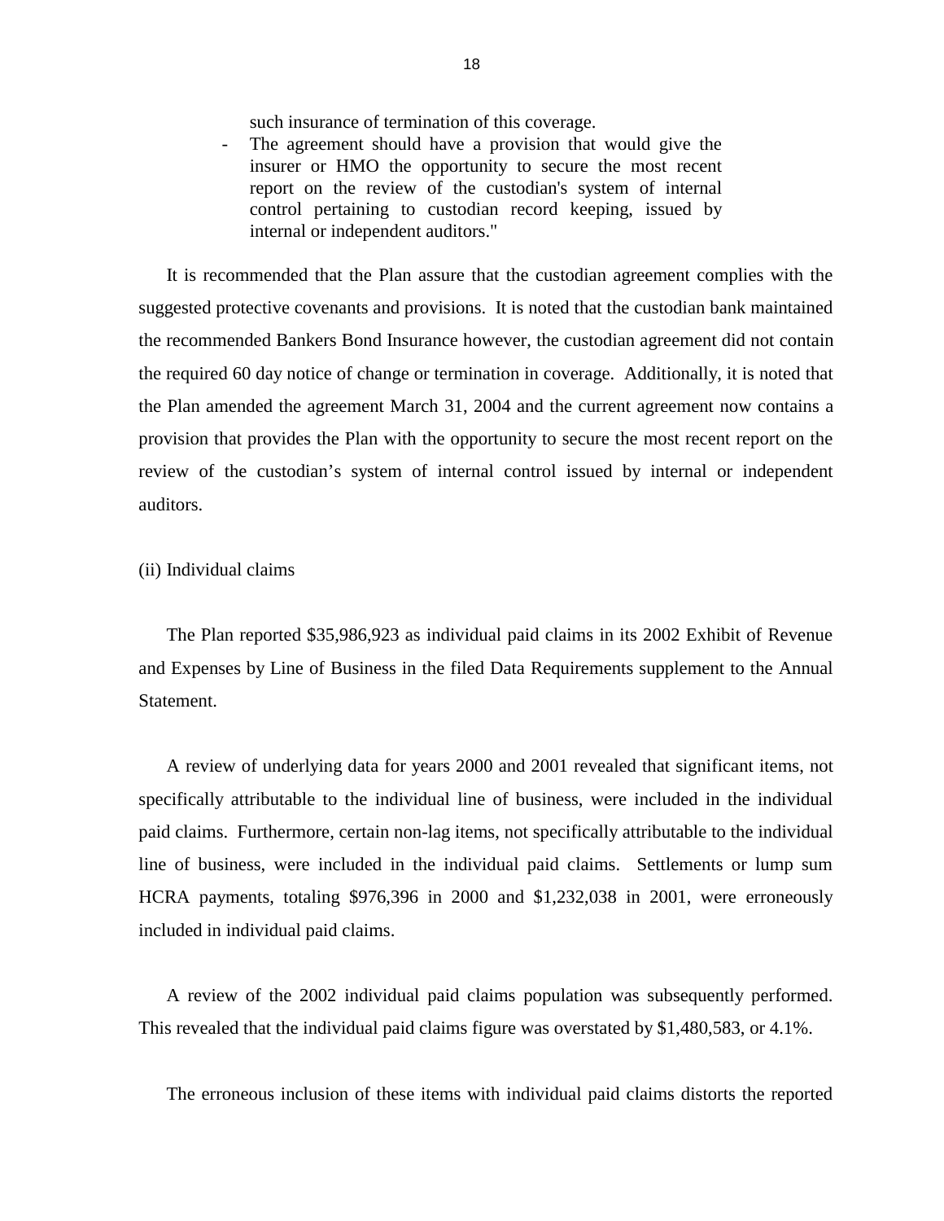such insurance of termination of this coverage.

- The agreement should have a provision that would give the insurer or HMO the opportunity to secure the most recent report on the review of the custodian's system of internal control pertaining to custodian record keeping, issued by internal or independent auditors."

It is recommended that the Plan assure that the custodian agreement complies with the suggested protective covenants and provisions. It is noted that the custodian bank maintained the recommended Bankers Bond Insurance however, the custodian agreement did not contain the required 60 day notice of change or termination in coverage. Additionally, it is noted that the Plan amended the agreement March 31, 2004 and the current agreement now contains a provision that provides the Plan with the opportunity to secure the most recent report on the review of the custodian's system of internal control issued by internal or independent auditors.

(ii) Individual claims

The Plan reported $35,986,923 as individual paid claims in its 2002 Exhibit of Revenue and Expenses by Line of Business in the filed Data Requirements supplement to the Annual Statement.

A review of underlying data for years 2000 and 2001 revealed that significant items, not specifically attributable to the individual line of business, were included in the individual paid claims. Furthermore, certain non-lag items, not specifically attributable to the individual line of business, were included in the individual paid claims. Settlements or lump sum HCRA payments, totaling $976,396 in 2000 and $1,232,038 in 2001, were erroneously included in individual paid claims.

A review of the 2002 individual paid claims population was subsequently performed. This revealed that the individual paid claims figure was overstated by $1,480,583, or 4.1%.

The erroneous inclusion of these items with individual paid claims distorts the reported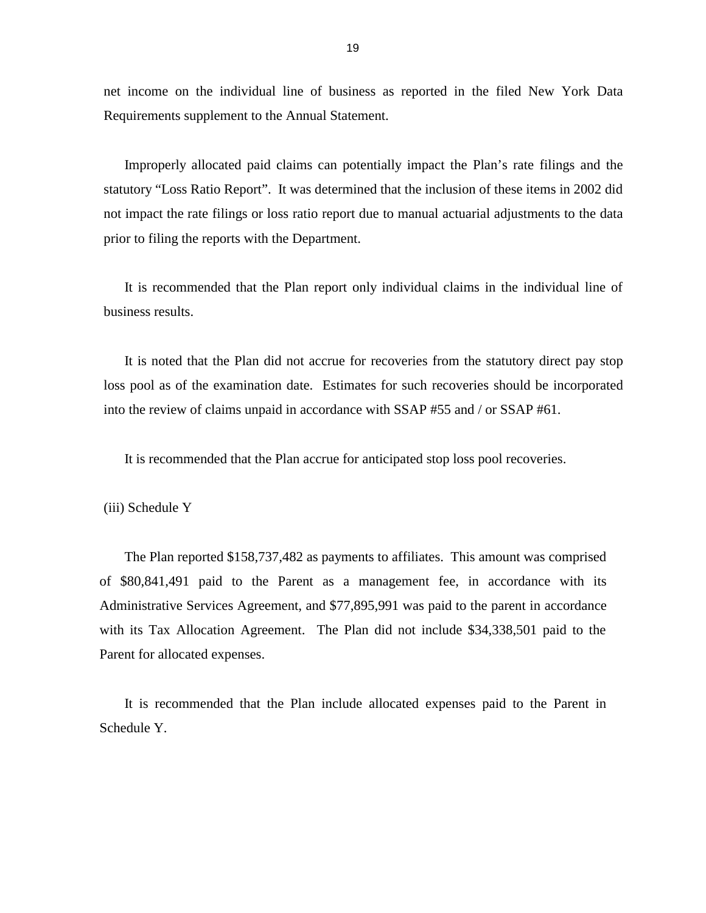net income on the individual line of business as reported in the filed New York Data Requirements supplement to the Annual Statement.

Improperly allocated paid claims can potentially impact the Plan's rate filings and the statutory "Loss Ratio Report". It was determined that the inclusion of these items in 2002 did not impact the rate filings or loss ratio report due to manual actuarial adjustments to the data prior to filing the reports with the Department.

It is recommended that the Plan report only individual claims in the individual line of business results.

It is noted that the Plan did not accrue for recoveries from the statutory direct pay stop loss pool as of the examination date. Estimates for such recoveries should be incorporated into the review of claims unpaid in accordance with SSAP #55 and / or SSAP #61.

It is recommended that the Plan accrue for anticipated stop loss pool recoveries.

(iii) Schedule Y

The Plan reported $158,737,482 as payments to affiliates. This amount was comprised of $80,841,491 paid to the Parent as a management fee, in accordance with its Administrative Services Agreement, and $77,895,991 was paid to the parent in accordance with its Tax Allocation Agreement. The Plan did not include $34,338,501 paid to the Parent for allocated expenses.

It is recommended that the Plan include allocated expenses paid to the Parent in Schedule Y.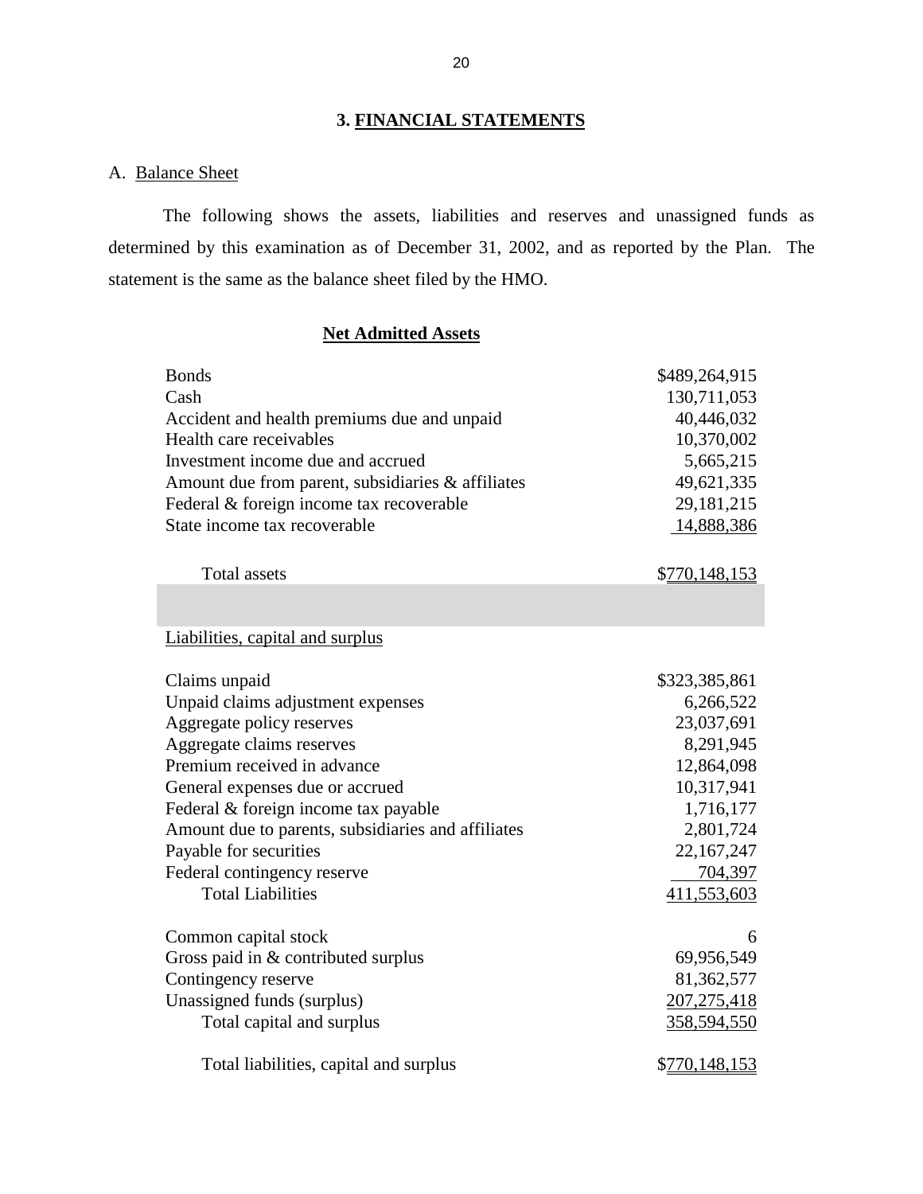## 3. FINANCIAL STATEMENTS

### A. Balance Sheet

The following shows the assets, liabilities and reserves and unassigned funds as determined by this examination as of December 31, 2002, and as reported by the Plan. The statement is the same as the balance sheet filed by the HMO.

**Net Admitted Assets**

| | |
|---|---|
| Bonds | $489,264,915 |
| Cash | 130,711,053 |
| Accident and health premiums due and unpaid | 40,446,032 |
| Health care receivables | 10,370,002 |
| Investment income due and accrued | 5,665,215 |
| Amount due from parent, subsidiaries & affiliates | 49,621,335 |
| Federal & foreign income tax recoverable | 29,181,215 |
| State income tax recoverable | 14,888,386 |
| Total assets | $770,148,153 |

Liabilities, capital and surplus

| | |
|---|---|
| Claims unpaid | $323,385,861 |
| Unpaid claims adjustment expenses | 6,266,522 |
| Aggregate policy reserves | 23,037,691 |
| Aggregate claims reserves | 8,291,945 |
| Premium received in advance | 12,864,098 |
| General expenses due or accrued | 10,317,941 |
| Federal & foreign income tax payable | 1,716,177 |
| Amount due to parents, subsidiaries and affiliates | 2,801,724 |
| Payable for securities | 22,167,247 |
| Federal contingency reserve | 704,397 |
| Total Liabilities | 411,553,603 |
| | |
| Common capital stock | 6 |
| Gross paid in & contributed surplus | 69,956,549 |
| Contingency reserve | 81,362,577 |
| Unassigned funds (surplus) | 207,275,418 |
| Total capital and surplus | 358,594,550 |
| | |
| Total liabilities, capital and surplus | $770,148,153 |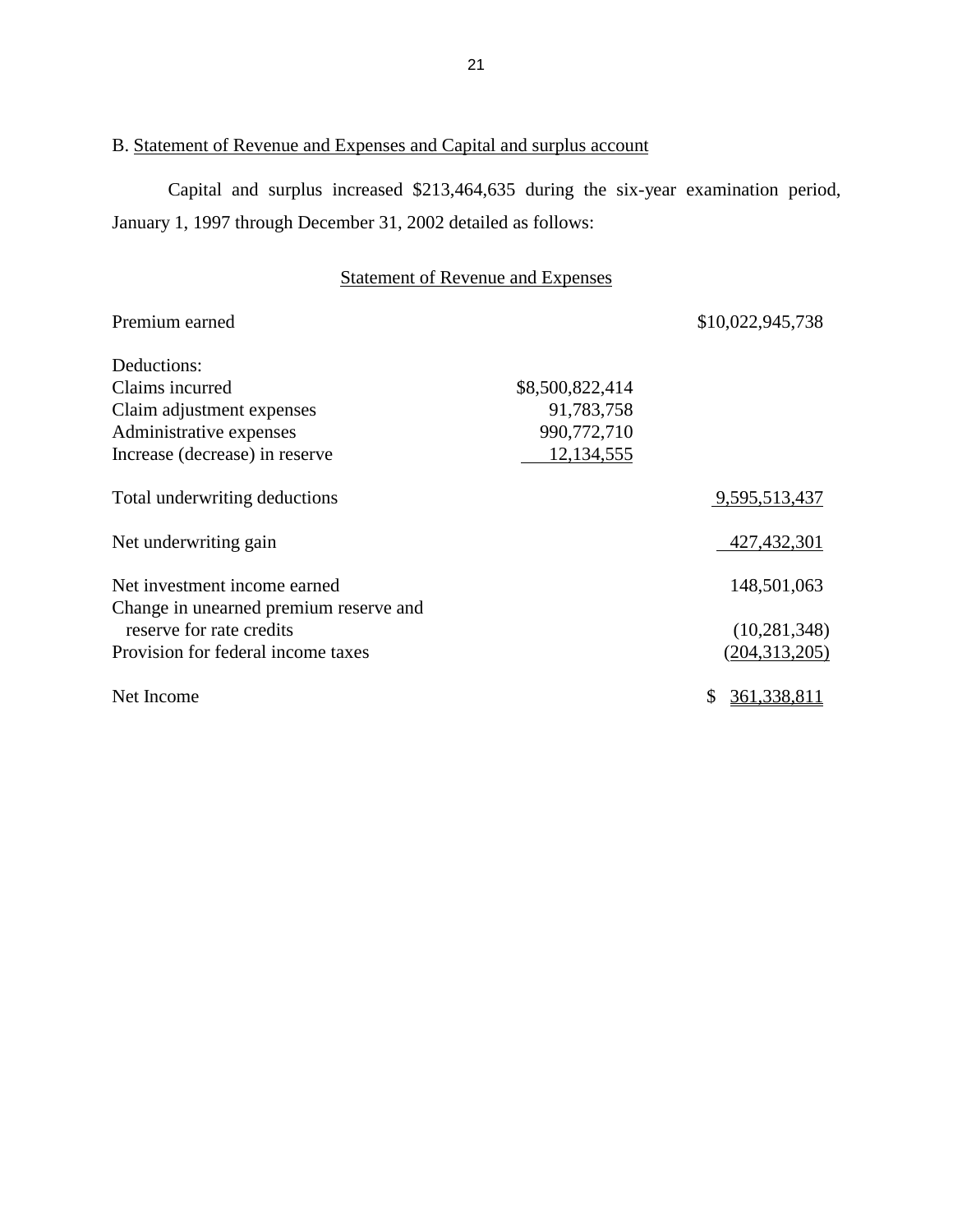B. Statement of Revenue and Expenses and Capital and surplus account

Capital and surplus increased $213,464,635 during the six-year examination period, January 1, 1997 through December 31, 2002 detailed as follows:

Statement of Revenue and Expenses

| | | |
|---|---|---|
| Premium earned | | $10,022,945,738 |
| Deductions: | | |
| Claims incurred | $8,500,822,414 | |
| Claim adjustment expenses | 91,783,758 | |
| Administrative expenses | 990,772,710 | |
| Increase (decrease) in reserve | 12,134,555 | |
| Total underwriting deductions | | 9,595,513,437 |
| Net underwriting gain | | 427,432,301 |
| Net investment income earned | | 148,501,063 |
| Change in unearned premium reserve and reserve for rate credits | | (10,281,348) |
| Provision for federal income taxes | | (204,313,205) |
| Net Income | | $ 361,338,811 |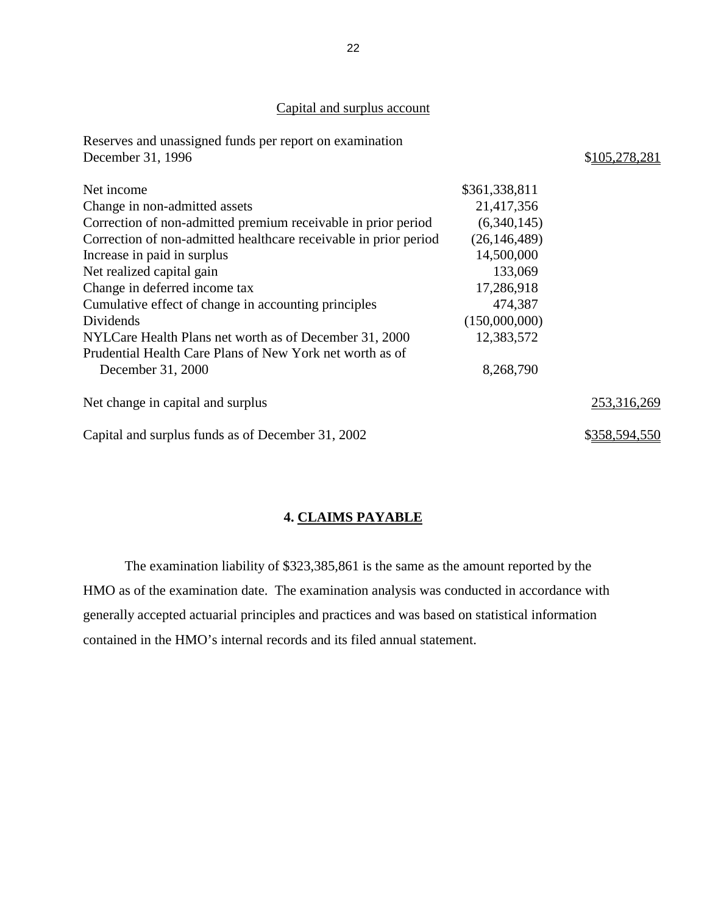Capital and surplus account

| | | |
|---|---|---|
| Reserves and unassigned funds per report on examination December 31, 1996 | | $105,278,281 |
| Net income | $361,338,811 | |
| Change in non-admitted assets | 21,417,356 | |
| Correction of non-admitted premium receivable in prior period | (6,340,145) | |
| Correction of non-admitted healthcare receivable in prior period | (26,146,489) | |
| Increase in paid in surplus | 14,500,000 | |
| Net realized capital gain | 133,069 | |
| Change in deferred income tax | 17,286,918 | |
| Cumulative effect of change in accounting principles | 474,387 | |
| Dividends | (150,000,000) | |
| NYLCare Health Plans net worth as of December 31, 2000 | 12,383,572 | |
| Prudential Health Care Plans of New York net worth as of December 31, 2000 | 8,268,790 | |
| Net change in capital and surplus | | 253,316,269 |
| Capital and surplus funds as of December 31, 2002 | | $358,594,550 |

## 4. CLAIMS PAYABLE

The examination liability of $323,385,861 is the same as the amount reported by the HMO as of the examination date. The examination analysis was conducted in accordance with generally accepted actuarial principles and practices and was based on statistical information contained in the HMO's internal records and its filed annual statement.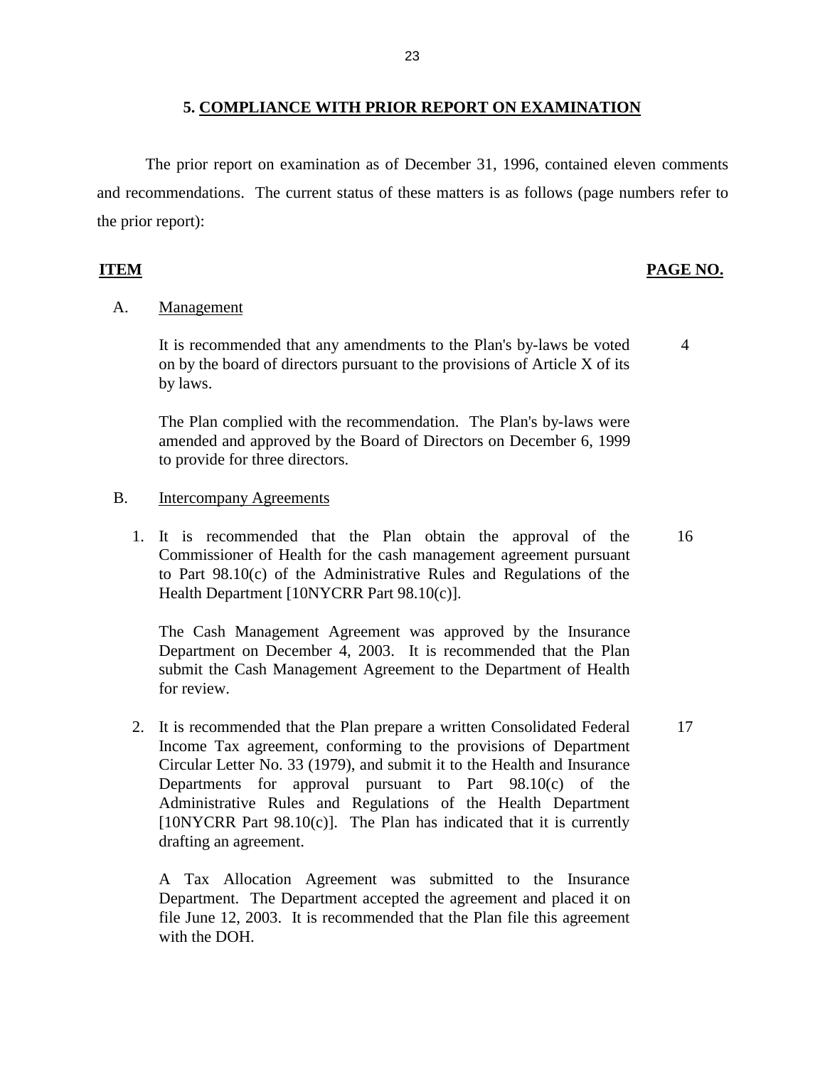## 5. COMPLIANCE WITH PRIOR REPORT ON EXAMINATION

The prior report on examination as of December 31, 1996, contained eleven comments and recommendations. The current status of these matters is as follows (page numbers refer to the prior report):

| ITEM | | PAGE NO. |
|---|---|---|
| A. | Management | |
| | It is recommended that any amendments to the Plan's by-laws be voted on by the board of directors pursuant to the provisions of Article X of its by laws. | 4 |
| | The Plan complied with the recommendation. The Plan's by-laws were amended and approved by the Board of Directors on December 6, 1999 to provide for three directors. | |
| B. | Intercompany Agreements | |
| | 1. It is recommended that the Plan obtain the approval of the Commissioner of Health for the cash management agreement pursuant to Part 98.10(c) of the Administrative Rules and Regulations of the Health Department [10NYCRR Part 98.10(c)]. | 16 |
| | The Cash Management Agreement was approved by the Insurance Department on December 4, 2003. It is recommended that the Plan submit the Cash Management Agreement to the Department of Health for review. | |
| | 2. It is recommended that the Plan prepare a written Consolidated Federal Income Tax agreement, conforming to the provisions of Department Circular Letter No. 33 (1979), and submit it to the Health and Insurance Departments for approval pursuant to Part 98.10(c) of the Administrative Rules and Regulations of the Health Department [10NYCRR Part 98.10(c)]. The Plan has indicated that it is currently drafting an agreement. | 17 |
| | A Tax Allocation Agreement was submitted to the Insurance Department. The Department accepted the agreement and placed it on file June 12, 2003. It is recommended that the Plan file this agreement with the DOH. | |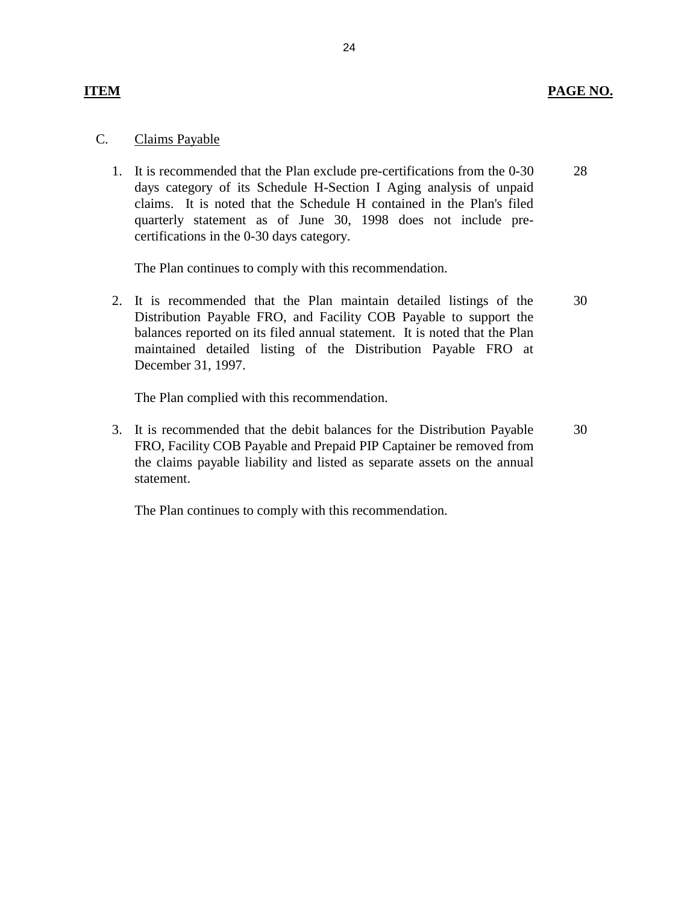| ITEM | PAGE NO. |
|---|---|

C. Claims Payable

1. It is recommended that the Plan exclude pre-certifications from the 0-30 days category of its Schedule H-Section I Aging analysis of unpaid claims. It is noted that the Schedule H contained in the Plan's filed quarterly statement as of June 30, 1998 does not include pre-certifications in the 0-30 days category. — 28

   The Plan continues to comply with this recommendation.

2. It is recommended that the Plan maintain detailed listings of the Distribution Payable FRO, and Facility COB Payable to support the balances reported on its filed annual statement. It is noted that the Plan maintained detailed listing of the Distribution Payable FRO at December 31, 1997. — 30

   The Plan complied with this recommendation.

3. It is recommended that the debit balances for the Distribution Payable FRO, Facility COB Payable and Prepaid PIP Captainer be removed from the claims payable liability and listed as separate assets on the annual statement. — 30

   The Plan continues to comply with this recommendation.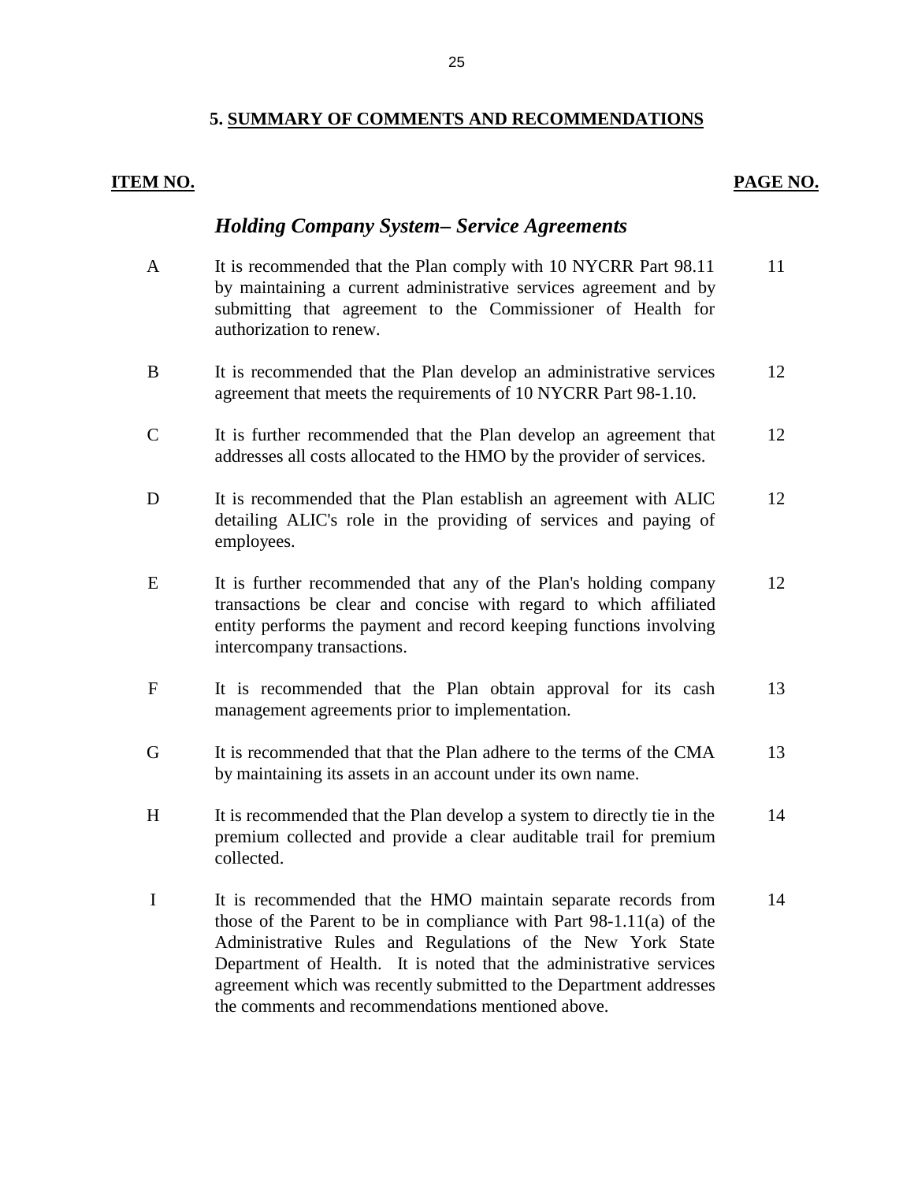## 5. SUMMARY OF COMMENTS AND RECOMMENDATIONS

| ITEM NO. | | PAGE NO. |
|---|---|---|
| | ***Holding Company System– Service Agreements*** | |
| A | It is recommended that the Plan comply with 10 NYCRR Part 98.11 by maintaining a current administrative services agreement and by submitting that agreement to the Commissioner of Health for authorization to renew. | 11 |
| B | It is recommended that the Plan develop an administrative services agreement that meets the requirements of 10 NYCRR Part 98-1.10. | 12 |
| C | It is further recommended that the Plan develop an agreement that addresses all costs allocated to the HMO by the provider of services. | 12 |
| D | It is recommended that the Plan establish an agreement with ALIC detailing ALIC's role in the providing of services and paying of employees. | 12 |
| E | It is further recommended that any of the Plan's holding company transactions be clear and concise with regard to which affiliated entity performs the payment and record keeping functions involving intercompany transactions. | 12 |
| F | It is recommended that the Plan obtain approval for its cash management agreements prior to implementation. | 13 |
| G | It is recommended that that the Plan adhere to the terms of the CMA by maintaining its assets in an account under its own name. | 13 |
| H | It is recommended that the Plan develop a system to directly tie in the premium collected and provide a clear auditable trail for premium collected. | 14 |
| I | It is recommended that the HMO maintain separate records from those of the Parent to be in compliance with Part 98-1.11(a) of the Administrative Rules and Regulations of the New York State Department of Health. It is noted that the administrative services agreement which was recently submitted to the Department addresses the comments and recommendations mentioned above. | 14 |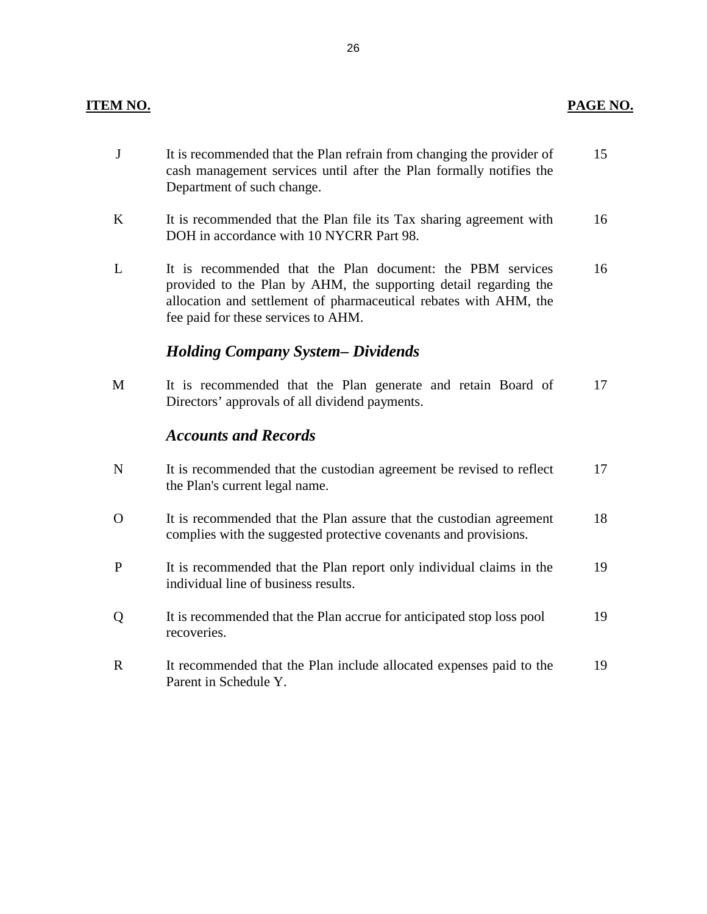| ITEM NO. | | PAGE NO. |
|---|---|---|
| J | It is recommended that the Plan refrain from changing the provider of cash management services until after the Plan formally notifies the Department of such change. | 15 |
| K | It is recommended that the Plan file its Tax sharing agreement with DOH in accordance with 10 NYCRR Part 98. | 16 |
| L | It is recommended that the Plan document: the PBM services provided to the Plan by AHM, the supporting detail regarding the allocation and settlement of pharmaceutical rebates with AHM, the fee paid for these services to AHM. | 16 |
| | ***Holding Company System– Dividends*** | |
| M | It is recommended that the Plan generate and retain Board of Directors' approvals of all dividend payments. | 17 |
| | ***Accounts and Records*** | |
| N | It is recommended that the custodian agreement be revised to reflect the Plan's current legal name. | 17 |
| O | It is recommended that the Plan assure that the custodian agreement complies with the suggested protective covenants and provisions. | 18 |
| P | It is recommended that the Plan report only individual claims in the individual line of business results. | 19 |
| Q | It is recommended that the Plan accrue for anticipated stop loss pool recoveries. | 19 |
| R | It recommended that the Plan include allocated expenses paid to the Parent in Schedule Y. | 19 |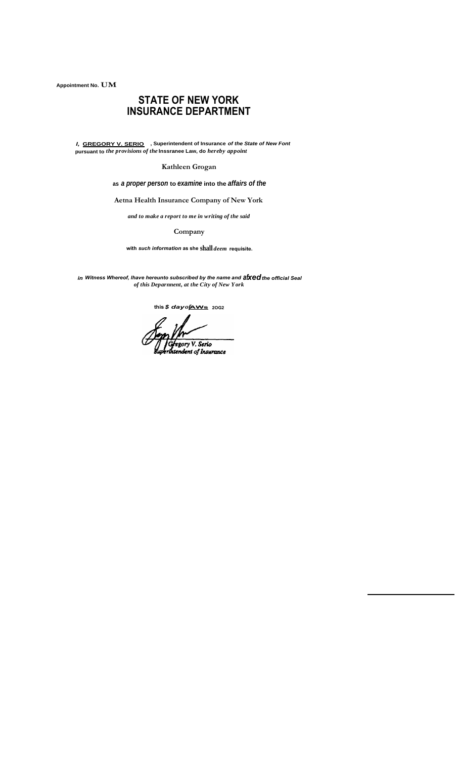Appointment No. UM

# STATE OF NEW YORK
# INSURANCE DEPARTMENT

*I,* **GREGORY V. SERIO**, Superintendent of Insurance *of the State of New Font* pursuant to *the provisions of the* Inssranee Law, do *hereby appoint*

**Kathleen Grogan**

as *a proper person* to *examine* into the *affairs of the*

**Aetna Health Insurance Company of New York**

*and to make a report to me in writing of the said*

**Company**

with *such information* as she shall *deem* requisite.

*in Witness Whereof, Ihave hereunto subscribed by the name and afxed the official Seal of this Deparnnent, at the City of New York*

this $ dayofAWs 2OG2

Gregory V. Serio
Superintendent of Insurance